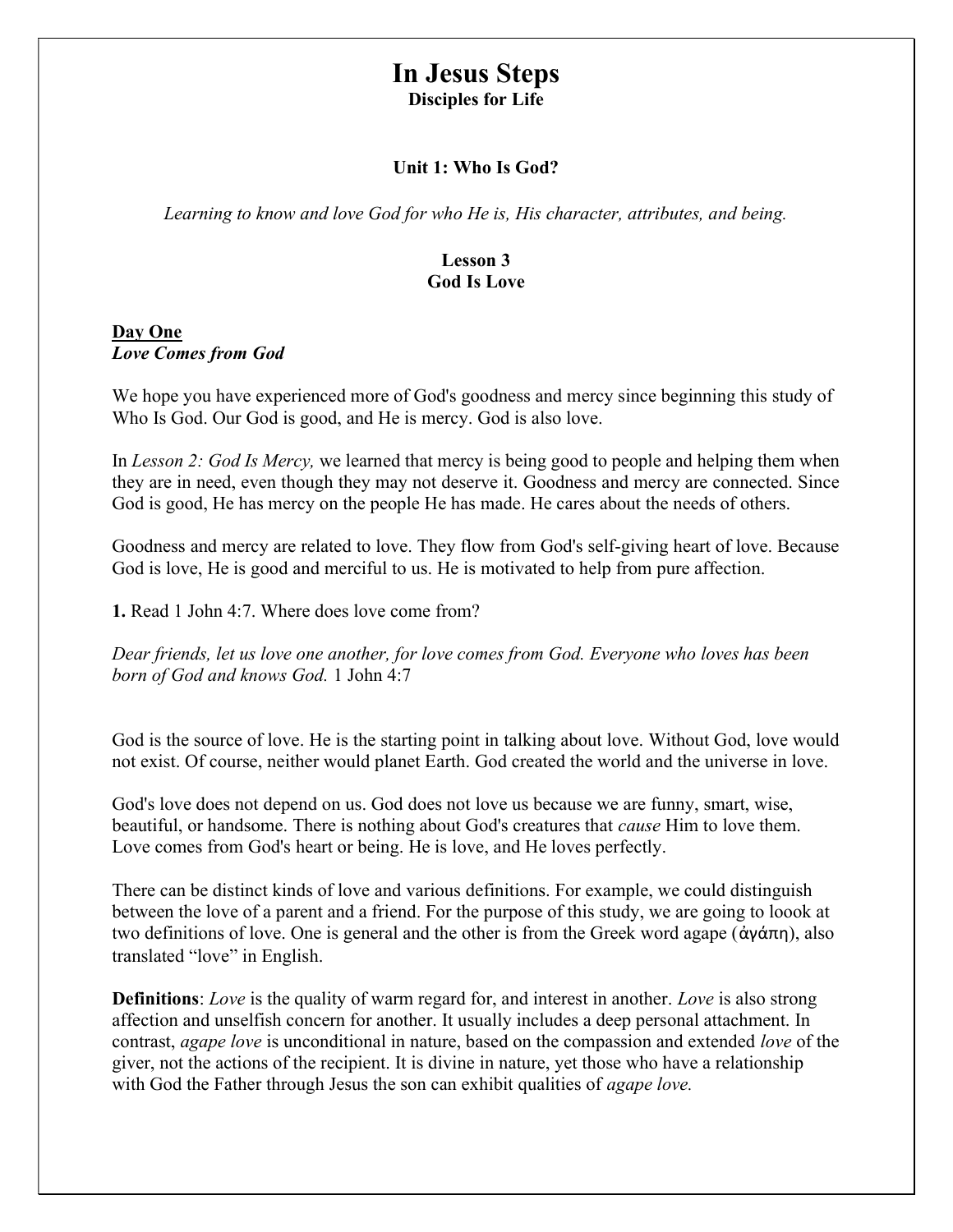# In Jesus Steps

**Disciples for Life**

**Unit 1: Who Is God?**

*Learning to know and love God for who He is, His character, attributes, and being.*

## Lesson 3
## God Is Love

### Day One
***Love Comes from God***

We hope you have experienced more of God's goodness and mercy since beginning this study of Who Is God. Our God is good, and He is mercy. God is also love.

In *Lesson 2: God Is Mercy,* we learned that mercy is being good to people and helping them when they are in need, even though they may not deserve it. Goodness and mercy are connected. Since God is good, He has mercy on the people He has made. He cares about the needs of others.

Goodness and mercy are related to love. They flow from God's self-giving heart of love. Because God is love, He is good and merciful to us. He is motivated to help from pure affection.

**1.** Read 1 John 4:7. Where does love come from?

*Dear friends, let us love one another, for love comes from God. Everyone who loves has been born of God and knows God.* 1 John 4:7

God is the source of love. He is the starting point in talking about love. Without God, love would not exist. Of course, neither would planet Earth. God created the world and the universe in love.

God's love does not depend on us. God does not love us because we are funny, smart, wise, beautiful, or handsome. There is nothing about God's creatures that *cause* Him to love them. Love comes from God's heart or being. He is love, and He loves perfectly.

There can be distinct kinds of love and various definitions. For example, we could distinguish between the love of a parent and a friend. For the purpose of this study, we are going to loook at two definitions of love. One is general and the other is from the Greek word agape (ἀγάπη), also translated "love" in English.

**Definitions**: *Love* is the quality of warm regard for, and interest in another. *Love* is also strong affection and unselfish concern for another. It usually includes a deep personal attachment. In contrast, *agape love* is unconditional in nature, based on the compassion and extended *love* of the giver, not the actions of the recipient. It is divine in nature, yet those who have a relationship with God the Father through Jesus the son can exhibit qualities of *agape love.*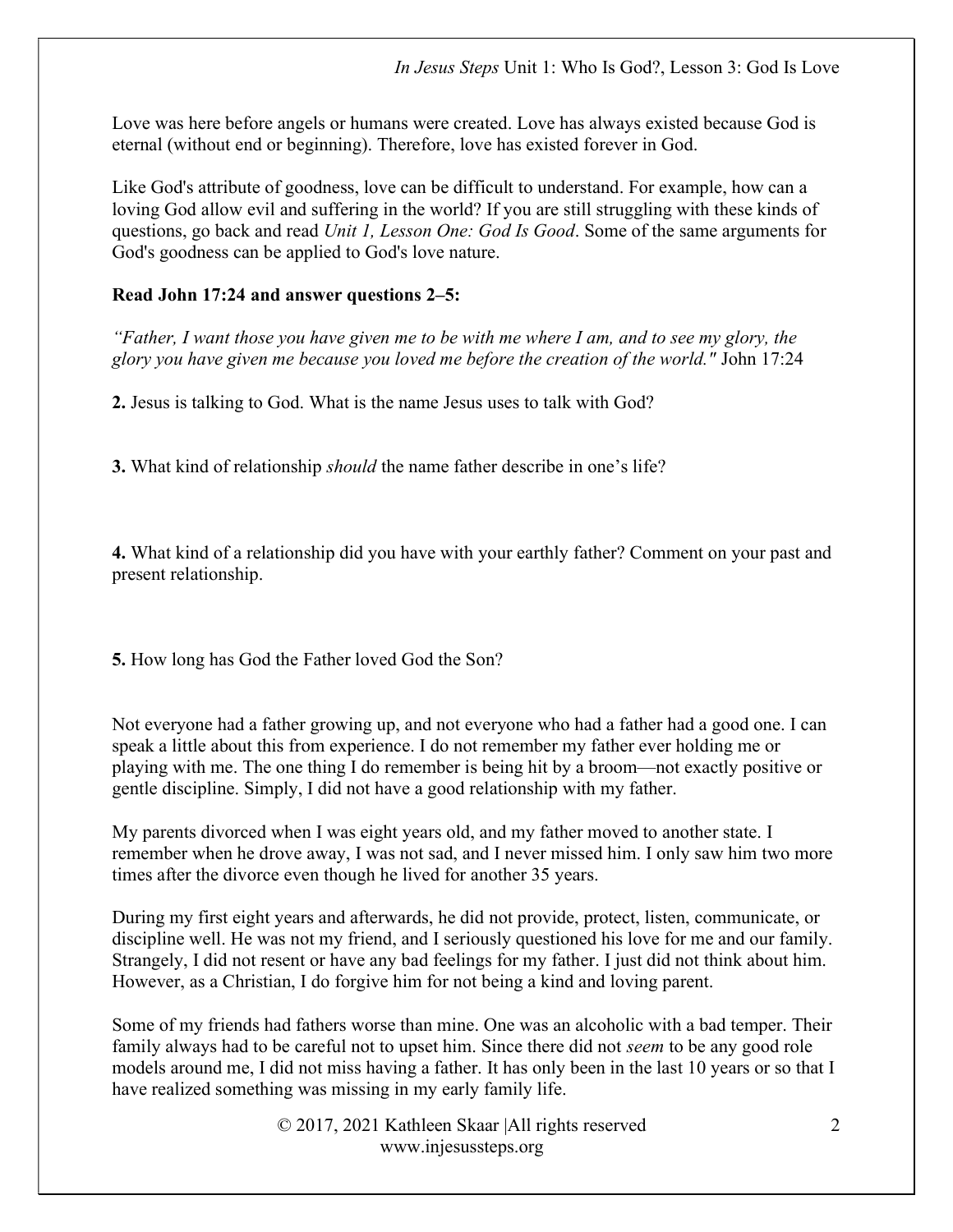Love was here before angels or humans were created. Love has always existed because God is eternal (without end or beginning). Therefore, love has existed forever in God.

Like God's attribute of goodness, love can be difficult to understand. For example, how can a loving God allow evil and suffering in the world? If you are still struggling with these kinds of questions, go back and read *Unit 1, Lesson One: God Is Good*. Some of the same arguments for God's goodness can be applied to God's love nature.

**Read John 17:24 and answer questions 2–5:**

*"Father, I want those you have given me to be with me where I am, and to see my glory, the glory you have given me because you loved me before the creation of the world."* John 17:24

**2.** Jesus is talking to God. What is the name Jesus uses to talk with God?

**3.** What kind of relationship *should* the name father describe in one's life?

**4.** What kind of a relationship did you have with your earthly father? Comment on your past and present relationship.

**5.** How long has God the Father loved God the Son?

Not everyone had a father growing up, and not everyone who had a father had a good one. I can speak a little about this from experience. I do not remember my father ever holding me or playing with me. The one thing I do remember is being hit by a broom—not exactly positive or gentle discipline. Simply, I did not have a good relationship with my father.

My parents divorced when I was eight years old, and my father moved to another state. I remember when he drove away, I was not sad, and I never missed him. I only saw him two more times after the divorce even though he lived for another 35 years.

During my first eight years and afterwards, he did not provide, protect, listen, communicate, or discipline well. He was not my friend, and I seriously questioned his love for me and our family. Strangely, I did not resent or have any bad feelings for my father. I just did not think about him. However, as a Christian, I do forgive him for not being a kind and loving parent.

Some of my friends had fathers worse than mine. One was an alcoholic with a bad temper. Their family always had to be careful not to upset him. Since there did not *seem* to be any good role models around me, I did not miss having a father. It has only been in the last 10 years or so that I have realized something was missing in my early family life.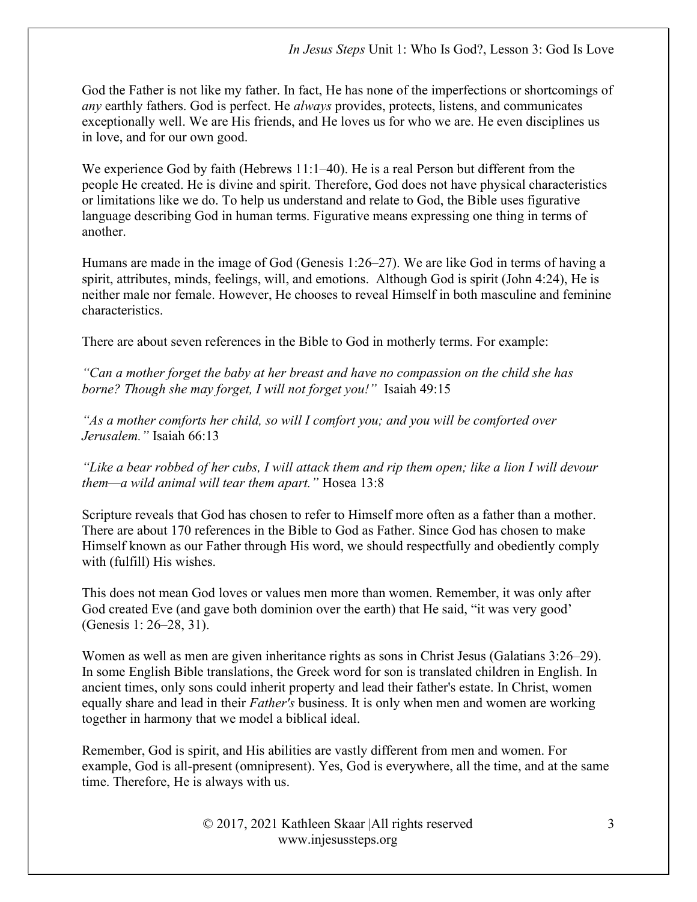God the Father is not like my father. In fact, He has none of the imperfections or shortcomings of *any* earthly fathers. God is perfect. He *always* provides, protects, listens, and communicates exceptionally well. We are His friends, and He loves us for who we are. He even disciplines us in love, and for our own good.

We experience God by faith (Hebrews 11:1–40). He is a real Person but different from the people He created. He is divine and spirit. Therefore, God does not have physical characteristics or limitations like we do. To help us understand and relate to God, the Bible uses figurative language describing God in human terms. Figurative means expressing one thing in terms of another.

Humans are made in the image of God (Genesis 1:26–27). We are like God in terms of having a spirit, attributes, minds, feelings, will, and emotions. Although God is spirit (John 4:24), He is neither male nor female. However, He chooses to reveal Himself in both masculine and feminine characteristics.

There are about seven references in the Bible to God in motherly terms. For example:

*"Can a mother forget the baby at her breast and have no compassion on the child she has borne? Though she may forget, I will not forget you!"* Isaiah 49:15

*"As a mother comforts her child, so will I comfort you; and you will be comforted over Jerusalem."* Isaiah 66:13

*"Like a bear robbed of her cubs, I will attack them and rip them open; like a lion I will devour them—a wild animal will tear them apart."* Hosea 13:8

Scripture reveals that God has chosen to refer to Himself more often as a father than a mother. There are about 170 references in the Bible to God as Father. Since God has chosen to make Himself known as our Father through His word, we should respectfully and obediently comply with (fulfill) His wishes.

This does not mean God loves or values men more than women. Remember, it was only after God created Eve (and gave both dominion over the earth) that He said, "it was very good' (Genesis 1: 26–28, 31).

Women as well as men are given inheritance rights as sons in Christ Jesus (Galatians 3:26–29). In some English Bible translations, the Greek word for son is translated children in English. In ancient times, only sons could inherit property and lead their father's estate. In Christ, women equally share and lead in their *Father's* business. It is only when men and women are working together in harmony that we model a biblical ideal.

Remember, God is spirit, and His abilities are vastly different from men and women. For example, God is all-present (omnipresent). Yes, God is everywhere, all the time, and at the same time. Therefore, He is always with us.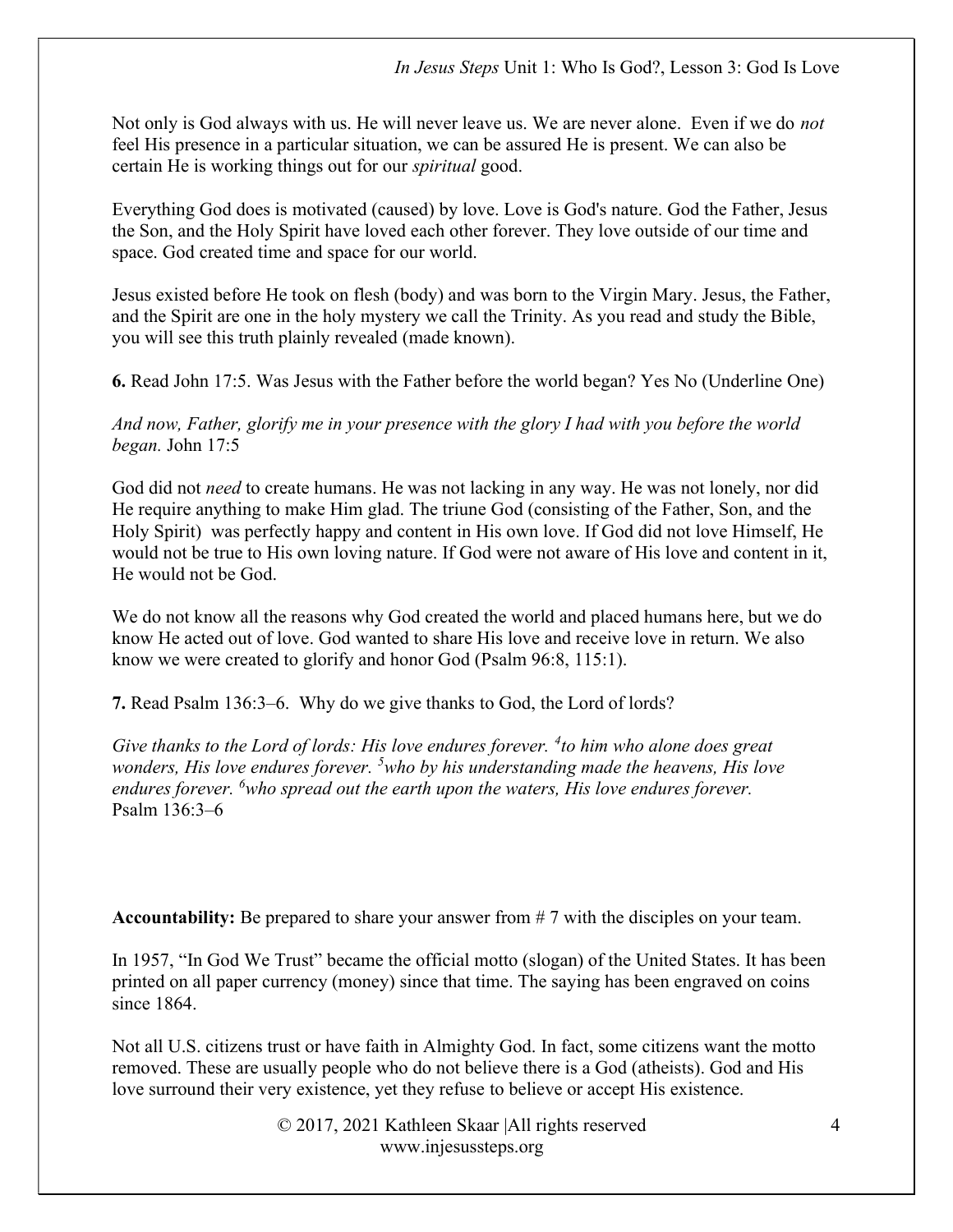Not only is God always with us. He will never leave us. We are never alone. Even if we do *not* feel His presence in a particular situation, we can be assured He is present. We can also be certain He is working things out for our *spiritual* good.

Everything God does is motivated (caused) by love. Love is God's nature. God the Father, Jesus the Son, and the Holy Spirit have loved each other forever. They love outside of our time and space. God created time and space for our world.

Jesus existed before He took on flesh (body) and was born to the Virgin Mary. Jesus, the Father, and the Spirit are one in the holy mystery we call the Trinity. As you read and study the Bible, you will see this truth plainly revealed (made known).

**6.** Read John 17:5. Was Jesus with the Father before the world began? Yes No (Underline One)

*And now, Father, glorify me in your presence with the glory I had with you before the world began.* John 17:5

God did not *need* to create humans. He was not lacking in any way. He was not lonely, nor did He require anything to make Him glad. The triune God (consisting of the Father, Son, and the Holy Spirit) was perfectly happy and content in His own love. If God did not love Himself, He would not be true to His own loving nature. If God were not aware of His love and content in it, He would not be God.

We do not know all the reasons why God created the world and placed humans here, but we do know He acted out of love. God wanted to share His love and receive love in return. We also know we were created to glorify and honor God (Psalm 96:8, 115:1).

**7.** Read Psalm 136:3–6. Why do we give thanks to God, the Lord of lords?

*Give thanks to the Lord of lords: His love endures forever. [4]to him who alone does great wonders, His love endures forever. [5]who by his understanding made the heavens, His love endures forever. [6]who spread out the earth upon the waters, His love endures forever.* Psalm 136:3–6

**Accountability:** Be prepared to share your answer from # 7 with the disciples on your team.

In 1957, "In God We Trust" became the official motto (slogan) of the United States. It has been printed on all paper currency (money) since that time. The saying has been engraved on coins since 1864.

Not all U.S. citizens trust or have faith in Almighty God. In fact, some citizens want the motto removed. These are usually people who do not believe there is a God (atheists). God and His love surround their very existence, yet they refuse to believe or accept His existence.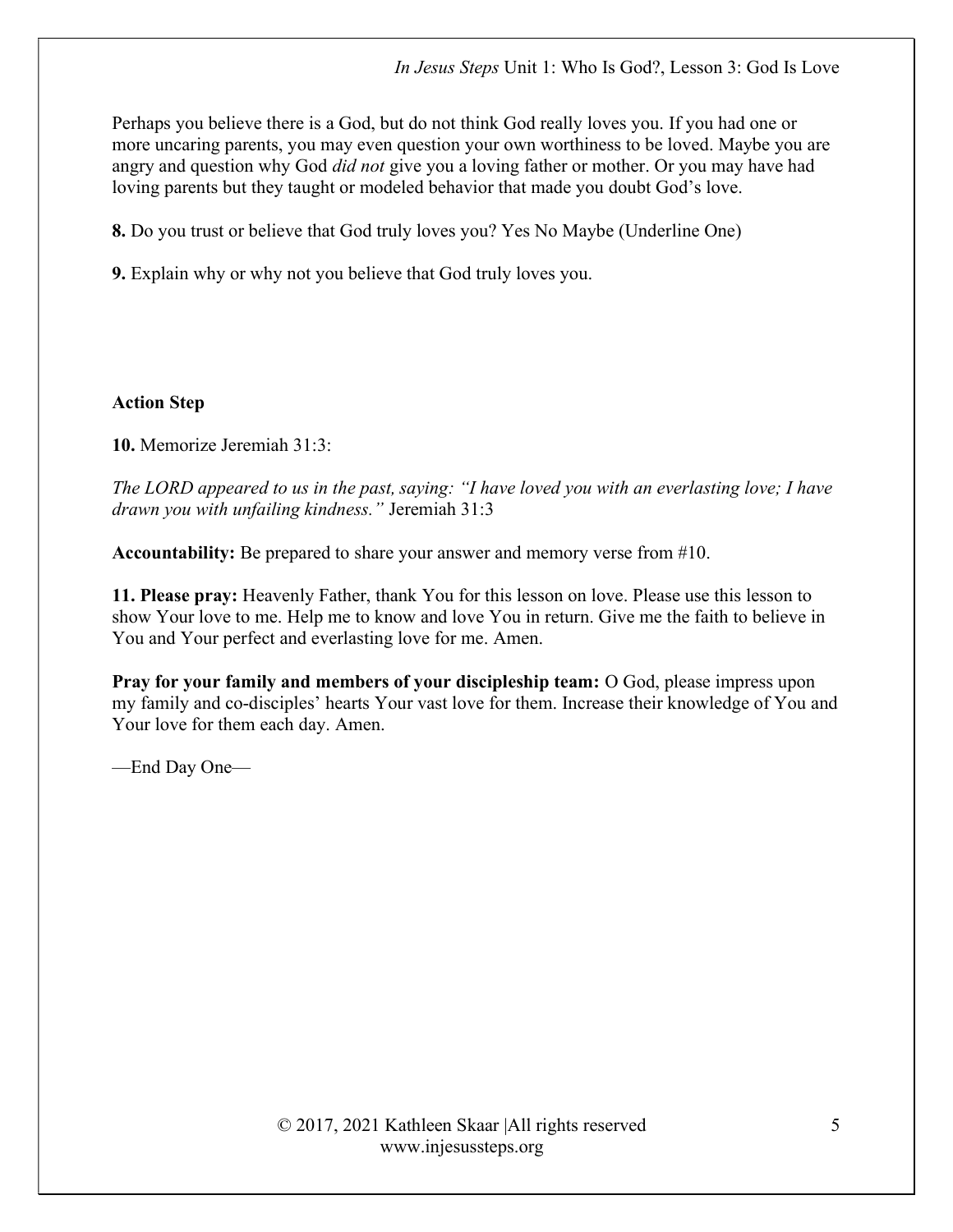Perhaps you believe there is a God, but do not think God really loves you. If you had one or more uncaring parents, you may even question your own worthiness to be loved. Maybe you are angry and question why God *did not* give you a loving father or mother. Or you may have had loving parents but they taught or modeled behavior that made you doubt God's love.

**8.** Do you trust or believe that God truly loves you? Yes No Maybe (Underline One)

**9.** Explain why or why not you believe that God truly loves you.

**Action Step**

**10.** Memorize Jeremiah 31:3:

*The LORD appeared to us in the past, saying: "I have loved you with an everlasting love; I have drawn you with unfailing kindness."* Jeremiah 31:3

**Accountability:** Be prepared to share your answer and memory verse from #10.

**11. Please pray:** Heavenly Father, thank You for this lesson on love. Please use this lesson to show Your love to me. Help me to know and love You in return. Give me the faith to believe in You and Your perfect and everlasting love for me. Amen.

**Pray for your family and members of your discipleship team:** O God, please impress upon my family and co-disciples' hearts Your vast love for them. Increase their knowledge of You and Your love for them each day. Amen.

—End Day One—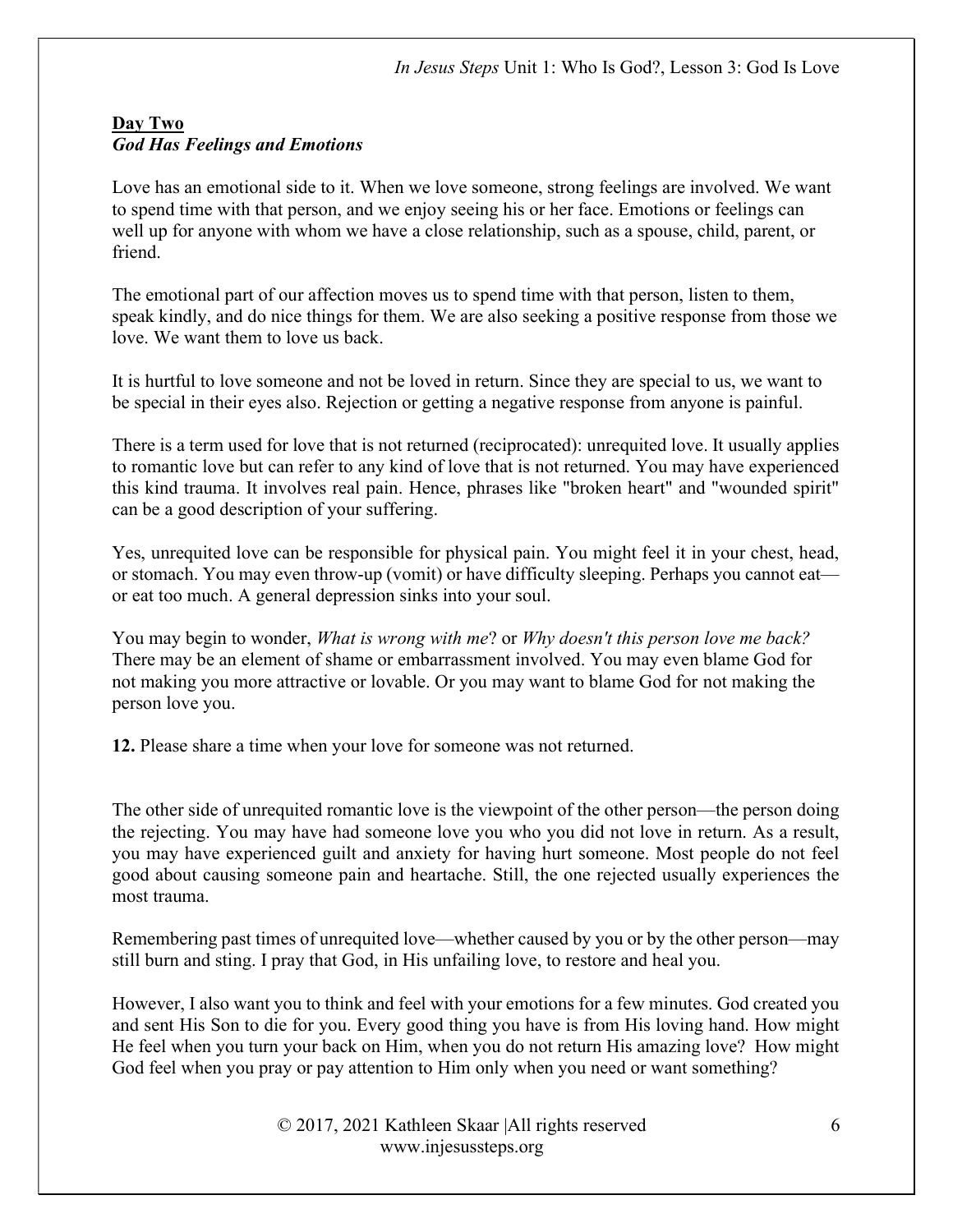**Day Two**
***God Has Feelings and Emotions***

Love has an emotional side to it. When we love someone, strong feelings are involved. We want to spend time with that person, and we enjoy seeing his or her face. Emotions or feelings can well up for anyone with whom we have a close relationship, such as a spouse, child, parent, or friend.

The emotional part of our affection moves us to spend time with that person, listen to them, speak kindly, and do nice things for them. We are also seeking a positive response from those we love. We want them to love us back.

It is hurtful to love someone and not be loved in return. Since they are special to us, we want to be special in their eyes also. Rejection or getting a negative response from anyone is painful.

There is a term used for love that is not returned (reciprocated): unrequited love. It usually applies to romantic love but can refer to any kind of love that is not returned. You may have experienced this kind trauma. It involves real pain. Hence, phrases like "broken heart" and "wounded spirit" can be a good description of your suffering.

Yes, unrequited love can be responsible for physical pain. You might feel it in your chest, head, or stomach. You may even throw-up (vomit) or have difficulty sleeping. Perhaps you cannot eat—or eat too much. A general depression sinks into your soul.

You may begin to wonder, *What is wrong with me*? or *Why doesn't this person love me back?* There may be an element of shame or embarrassment involved. You may even blame God for not making you more attractive or lovable. Or you may want to blame God for not making the person love you.

**12.** Please share a time when your love for someone was not returned.

The other side of unrequited romantic love is the viewpoint of the other person—the person doing the rejecting. You may have had someone love you who you did not love in return. As a result, you may have experienced guilt and anxiety for having hurt someone. Most people do not feel good about causing someone pain and heartache. Still, the one rejected usually experiences the most trauma.

Remembering past times of unrequited love—whether caused by you or by the other person—may still burn and sting. I pray that God, in His unfailing love, to restore and heal you.

However, I also want you to think and feel with your emotions for a few minutes. God created you and sent His Son to die for you. Every good thing you have is from His loving hand. How might He feel when you turn your back on Him, when you do not return His amazing love? How might God feel when you pray or pay attention to Him only when you need or want something?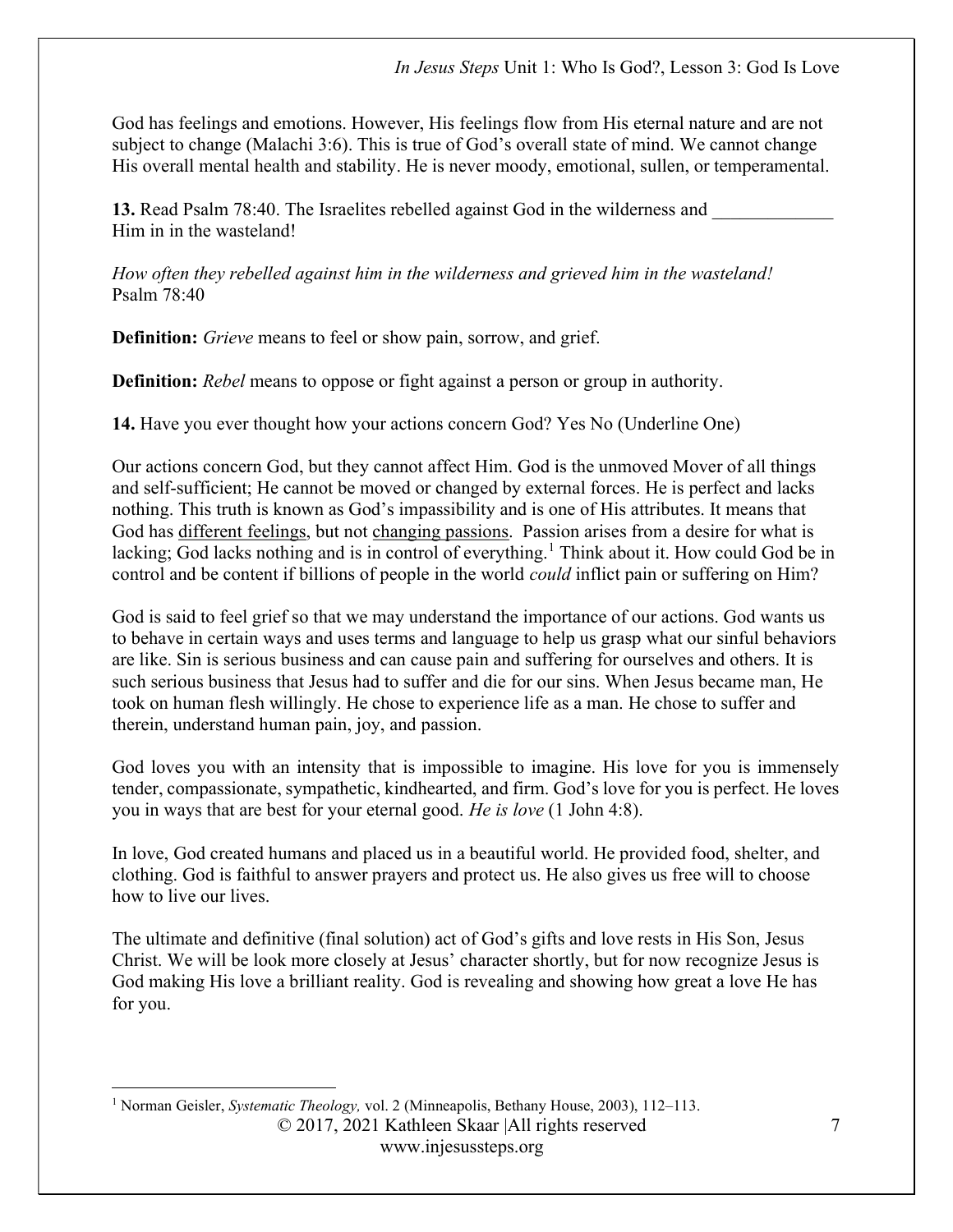God has feelings and emotions. However, His feelings flow from His eternal nature and are not subject to change (Malachi 3:6). This is true of God's overall state of mind. We cannot change His overall mental health and stability. He is never moody, emotional, sullen, or temperamental.

**13.** Read Psalm 78:40. The Israelites rebelled against God in the wilderness and _____________ Him in in the wasteland!

*How often they rebelled against him in the wilderness and grieved him in the wasteland!* Psalm 78:40

**Definition:** *Grieve* means to feel or show pain, sorrow, and grief.

**Definition:** *Rebel* means to oppose or fight against a person or group in authority.

**14.** Have you ever thought how your actions concern God? Yes No (Underline One)

Our actions concern God, but they cannot affect Him. God is the unmoved Mover of all things and self-sufficient; He cannot be moved or changed by external forces. He is perfect and lacks nothing. This truth is known as God's impassibility and is one of His attributes. It means that God has <u>different feelings</u>, but not <u>changing passions</u>. Passion arises from a desire for what is lacking; God lacks nothing and is in control of everything.[1] Think about it. How could God be in control and be content if billions of people in the world *could* inflict pain or suffering on Him?

God is said to feel grief so that we may understand the importance of our actions. God wants us to behave in certain ways and uses terms and language to help us grasp what our sinful behaviors are like. Sin is serious business and can cause pain and suffering for ourselves and others. It is such serious business that Jesus had to suffer and die for our sins. When Jesus became man, He took on human flesh willingly. He chose to experience life as a man. He chose to suffer and therein, understand human pain, joy, and passion.

God loves you with an intensity that is impossible to imagine. His love for you is immensely tender, compassionate, sympathetic, kindhearted, and firm. God's love for you is perfect. He loves you in ways that are best for your eternal good. *He is love* (1 John 4:8).

In love, God created humans and placed us in a beautiful world. He provided food, shelter, and clothing. God is faithful to answer prayers and protect us. He also gives us free will to choose how to live our lives.

The ultimate and definitive (final solution) act of God's gifts and love rests in His Son, Jesus Christ. We will be look more closely at Jesus' character shortly, but for now recognize Jesus is God making His love a brilliant reality. God is revealing and showing how great a love He has for you.

---

[1] Norman Geisler, *Systematic Theology,* vol. 2 (Minneapolis, Bethany House, 2003), 112–113.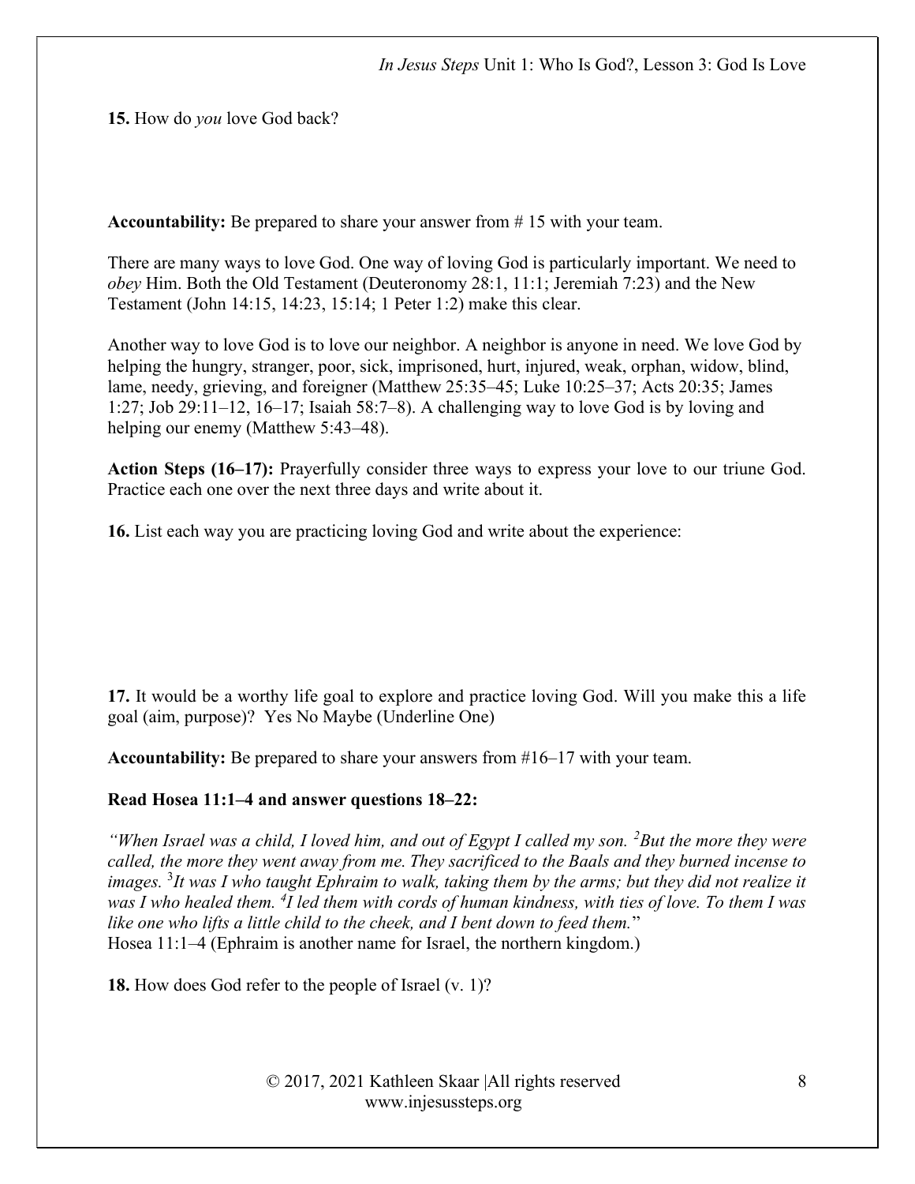**15.** How do *you* love God back?

**Accountability:** Be prepared to share your answer from # 15 with your team.

There are many ways to love God. One way of loving God is particularly important. We need to *obey* Him. Both the Old Testament (Deuteronomy 28:1, 11:1; Jeremiah 7:23) and the New Testament (John 14:15, 14:23, 15:14; 1 Peter 1:2) make this clear.

Another way to love God is to love our neighbor. A neighbor is anyone in need. We love God by helping the hungry, stranger, poor, sick, imprisoned, hurt, injured, weak, orphan, widow, blind, lame, needy, grieving, and foreigner (Matthew 25:35–45; Luke 10:25–37; Acts 20:35; James 1:27; Job 29:11–12, 16–17; Isaiah 58:7–8). A challenging way to love God is by loving and helping our enemy (Matthew 5:43–48).

**Action Steps (16–17):** Prayerfully consider three ways to express your love to our triune God. Practice each one over the next three days and write about it.

**16.** List each way you are practicing loving God and write about the experience:

**17.** It would be a worthy life goal to explore and practice loving God. Will you make this a life goal (aim, purpose)? Yes No Maybe (Underline One)

**Accountability:** Be prepared to share your answers from #16–17 with your team.

**Read Hosea 11:1–4 and answer questions 18–22:**

*"When Israel was a child, I loved him, and out of Egypt I called my son. [2]But the more they were called, the more they went away from me. They sacrificed to the Baals and they burned incense to images. [3]It was I who taught Ephraim to walk, taking them by the arms; but they did not realize it was I who healed them. [4]I led them with cords of human kindness, with ties of love. To them I was like one who lifts a little child to the cheek, and I bent down to feed them.*"
Hosea 11:1–4 (Ephraim is another name for Israel, the northern kingdom.)

**18.** How does God refer to the people of Israel (v. 1)?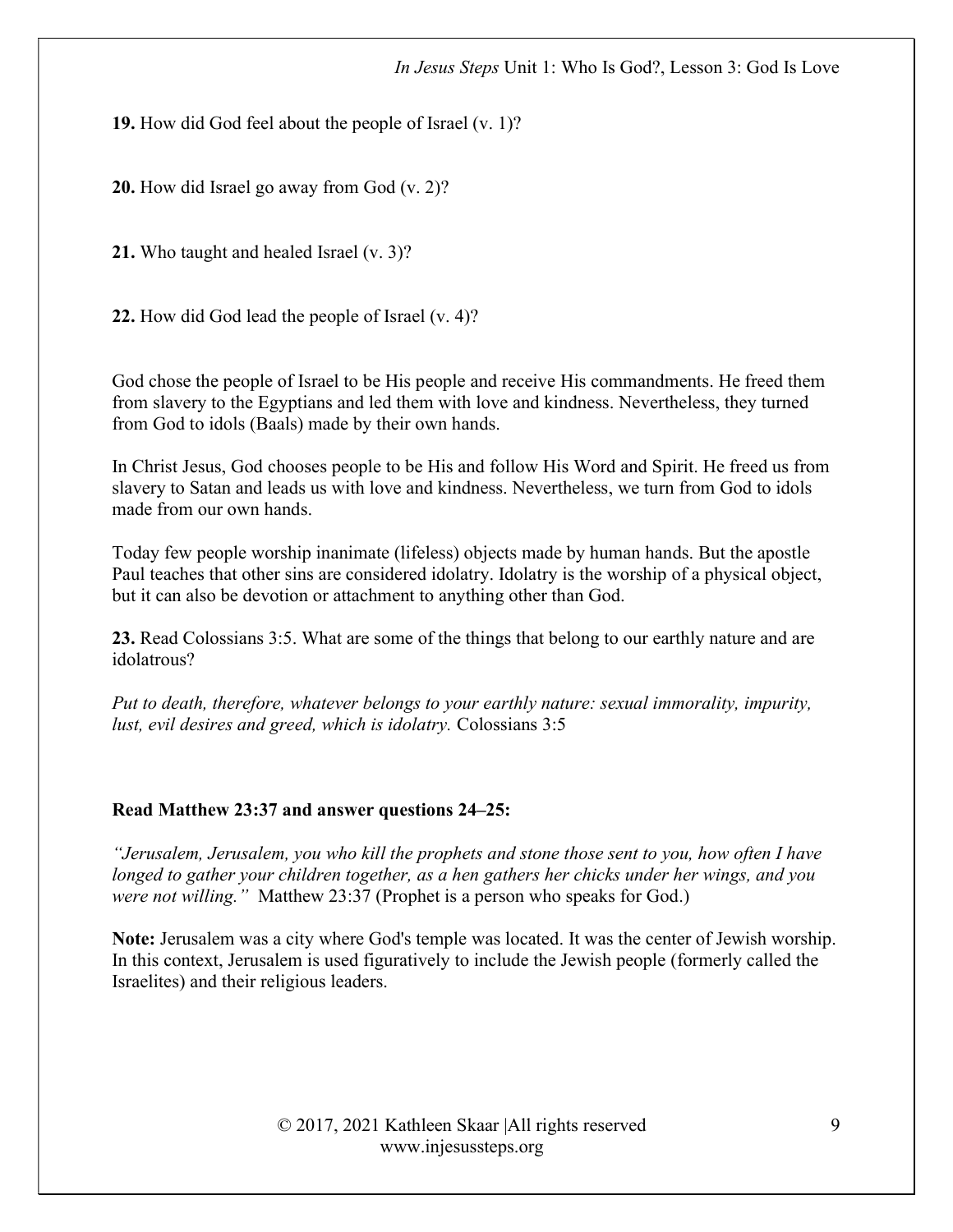**19.** How did God feel about the people of Israel (v. 1)?

**20.** How did Israel go away from God (v. 2)?

**21.** Who taught and healed Israel (v. 3)?

**22.** How did God lead the people of Israel (v. 4)?

God chose the people of Israel to be His people and receive His commandments. He freed them from slavery to the Egyptians and led them with love and kindness. Nevertheless, they turned from God to idols (Baals) made by their own hands.

In Christ Jesus, God chooses people to be His and follow His Word and Spirit. He freed us from slavery to Satan and leads us with love and kindness. Nevertheless, we turn from God to idols made from our own hands.

Today few people worship inanimate (lifeless) objects made by human hands. But the apostle Paul teaches that other sins are considered idolatry. Idolatry is the worship of a physical object, but it can also be devotion or attachment to anything other than God.

**23.** Read Colossians 3:5. What are some of the things that belong to our earthly nature and are idolatrous?

*Put to death, therefore, whatever belongs to your earthly nature: sexual immorality, impurity, lust, evil desires and greed, which is idolatry.* Colossians 3:5

**Read Matthew 23:37 and answer questions 24–25:**

*"Jerusalem, Jerusalem, you who kill the prophets and stone those sent to you, how often I have longed to gather your children together, as a hen gathers her chicks under her wings, and you were not willing."* Matthew 23:37 (Prophet is a person who speaks for God.)

**Note:** Jerusalem was a city where God's temple was located. It was the center of Jewish worship. In this context, Jerusalem is used figuratively to include the Jewish people (formerly called the Israelites) and their religious leaders.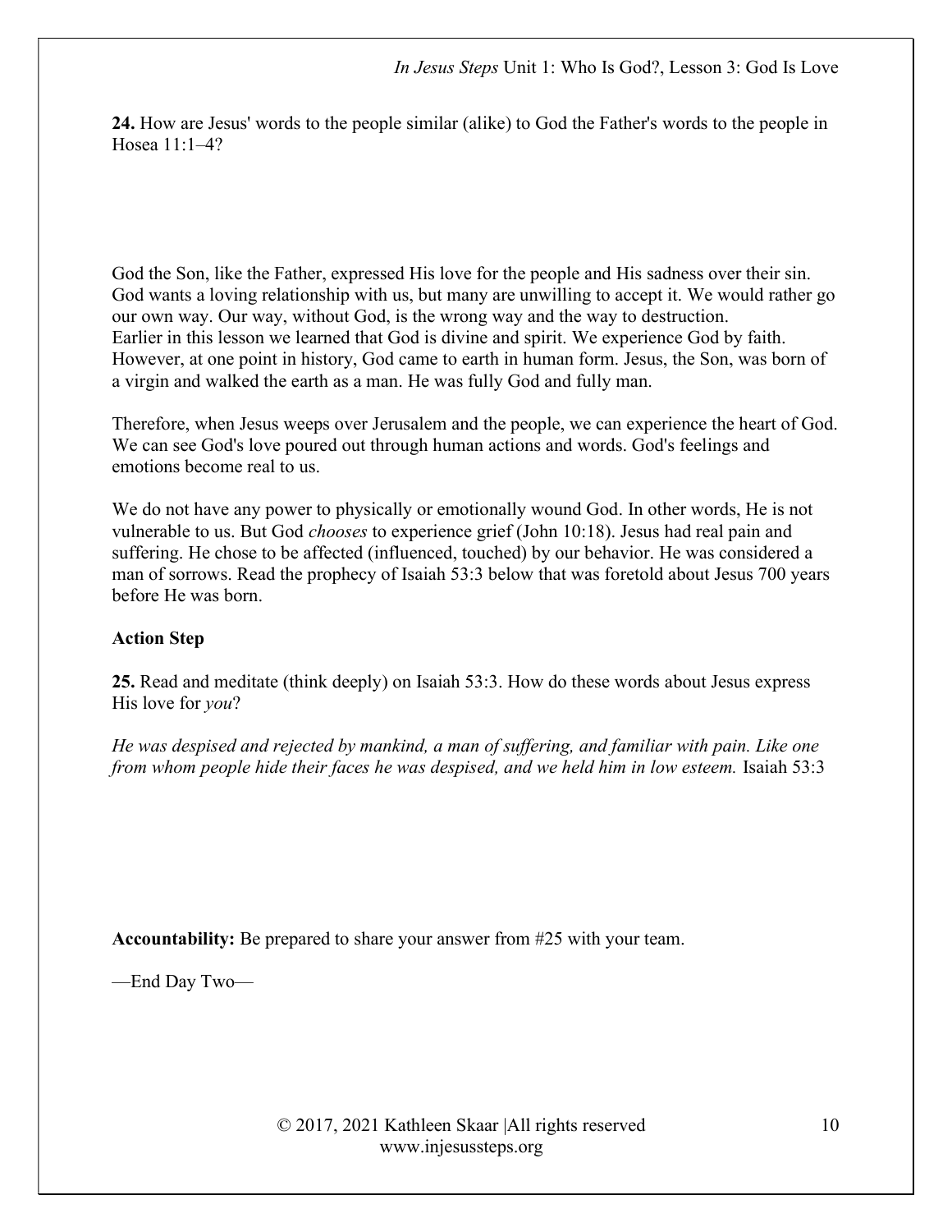**24.** How are Jesus' words to the people similar (alike) to God the Father's words to the people in Hosea 11:1–4?

God the Son, like the Father, expressed His love for the people and His sadness over their sin. God wants a loving relationship with us, but many are unwilling to accept it. We would rather go our own way. Our way, without God, is the wrong way and the way to destruction. Earlier in this lesson we learned that God is divine and spirit. We experience God by faith. However, at one point in history, God came to earth in human form. Jesus, the Son, was born of a virgin and walked the earth as a man. He was fully God and fully man.

Therefore, when Jesus weeps over Jerusalem and the people, we can experience the heart of God. We can see God's love poured out through human actions and words. God's feelings and emotions become real to us.

We do not have any power to physically or emotionally wound God. In other words, He is not vulnerable to us. But God *chooses* to experience grief (John 10:18). Jesus had real pain and suffering. He chose to be affected (influenced, touched) by our behavior. He was considered a man of sorrows. Read the prophecy of Isaiah 53:3 below that was foretold about Jesus 700 years before He was born.

**Action Step**

**25.** Read and meditate (think deeply) on Isaiah 53:3. How do these words about Jesus express His love for *you*?

*He was despised and rejected by mankind, a man of suffering, and familiar with pain. Like one from whom people hide their faces he was despised, and we held him in low esteem.* Isaiah 53:3

**Accountability:** Be prepared to share your answer from #25 with your team.

—End Day Two—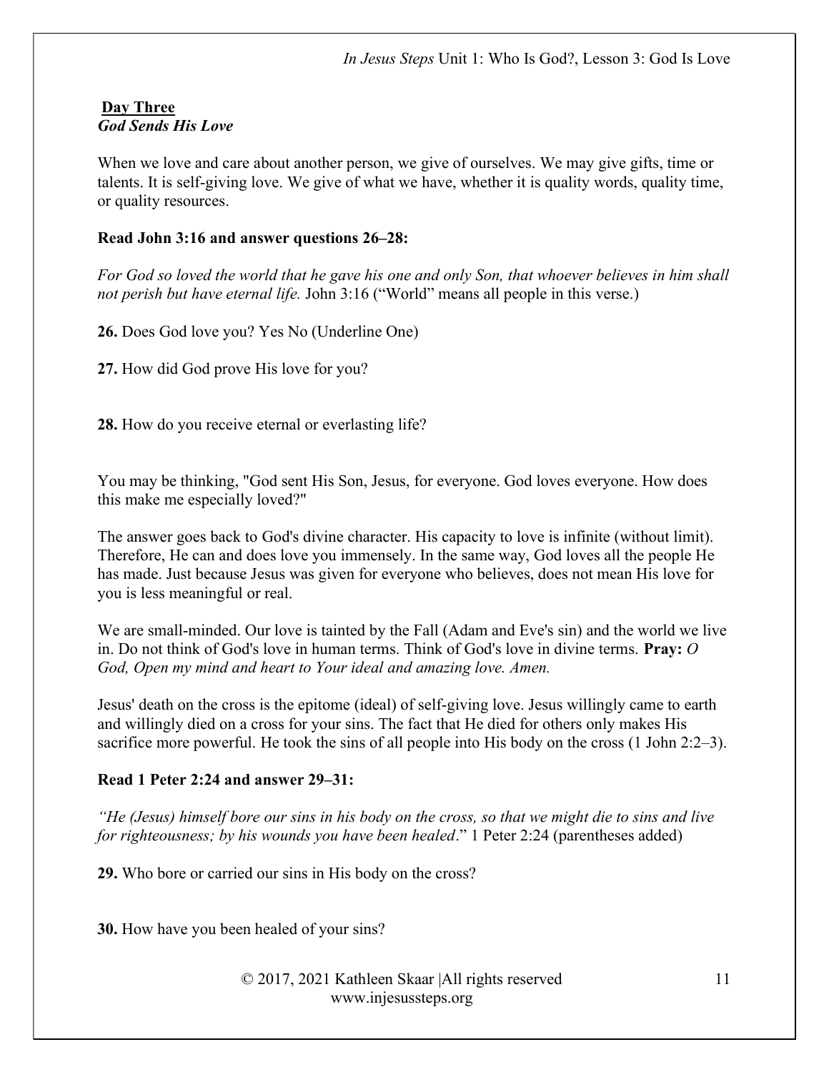## Day Three
***God Sends His Love***

When we love and care about another person, we give of ourselves. We may give gifts, time or talents. It is self-giving love. We give of what we have, whether it is quality words, quality time, or quality resources.

**Read John 3:16 and answer questions 26–28:**

*For God so loved the world that he gave his one and only Son, that whoever believes in him shall not perish but have eternal life.* John 3:16 ("World" means all people in this verse.)

**26.** Does God love you? Yes No (Underline One)

**27.** How did God prove His love for you?

**28.** How do you receive eternal or everlasting life?

You may be thinking, "God sent His Son, Jesus, for everyone. God loves everyone. How does this make me especially loved?"

The answer goes back to God's divine character. His capacity to love is infinite (without limit). Therefore, He can and does love you immensely. In the same way, God loves all the people He has made. Just because Jesus was given for everyone who believes, does not mean His love for you is less meaningful or real.

We are small-minded. Our love is tainted by the Fall (Adam and Eve's sin) and the world we live in. Do not think of God's love in human terms. Think of God's love in divine terms. **Pray:** *O God, Open my mind and heart to Your ideal and amazing love. Amen.*

Jesus' death on the cross is the epitome (ideal) of self-giving love. Jesus willingly came to earth and willingly died on a cross for your sins. The fact that He died for others only makes His sacrifice more powerful. He took the sins of all people into His body on the cross (1 John 2:2–3).

**Read 1 Peter 2:24 and answer 29–31:**

*"He (Jesus) himself bore our sins in his body on the cross, so that we might die to sins and live for righteousness; by his wounds you have been healed*." 1 Peter 2:24 (parentheses added)

**29.** Who bore or carried our sins in His body on the cross?

**30.** How have you been healed of your sins?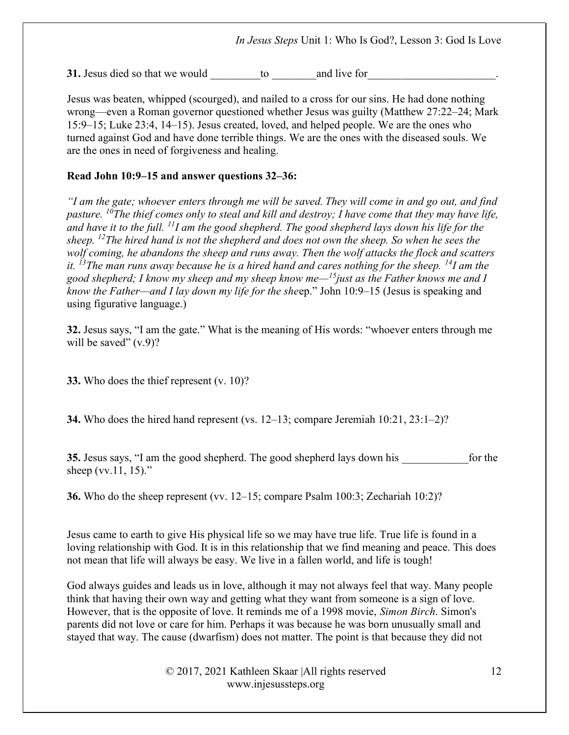**31.** Jesus died so that we would _________to ________and live for_______________________.

Jesus was beaten, whipped (scourged), and nailed to a cross for our sins. He had done nothing wrong—even a Roman governor questioned whether Jesus was guilty (Matthew 27:22–24; Mark 15:9–15; Luke 23:4, 14–15). Jesus created, loved, and helped people. We are the ones who turned against God and have done terrible things. We are the ones with the diseased souls. We are the ones in need of forgiveness and healing.

**Read John 10:9–15 and answer questions 32–36:**

*"I am the gate; whoever enters through me will be saved. They will come in and go out, and find pasture. [10]The thief comes only to steal and kill and destroy; I have come that they may have life, and have it to the full. [11]I am the good shepherd. The good shepherd lays down his life for the sheep. [12]The hired hand is not the shepherd and does not own the sheep. So when he sees the wolf coming, he abandons the sheep and runs away. Then the wolf attacks the flock and scatters it. [13]The man runs away because he is a hired hand and cares nothing for the sheep. [14]I am the good shepherd; I know my sheep and my sheep know me—[15]just as the Father knows me and I know the Father—and I lay down my life for the she*ep." John 10:9–15 (Jesus is speaking and using figurative language.)

**32.** Jesus says, "I am the gate." What is the meaning of His words: "whoever enters through me will be saved" (v.9)?

**33.** Who does the thief represent (v. 10)?

**34.** Who does the hired hand represent (vs. 12–13; compare Jeremiah 10:21, 23:1–2)?

**35.** Jesus says, "I am the good shepherd. The good shepherd lays down his ____________for the sheep (vv.11, 15)."

**36.** Who do the sheep represent (vv. 12–15; compare Psalm 100:3; Zechariah 10:2)?

Jesus came to earth to give His physical life so we may have true life. True life is found in a loving relationship with God. It is in this relationship that we find meaning and peace. This does not mean that life will always be easy. We live in a fallen world, and life is tough!

God always guides and leads us in love, although it may not always feel that way. Many people think that having their own way and getting what they want from someone is a sign of love. However, that is the opposite of love. It reminds me of a 1998 movie, *Simon Birch*. Simon's parents did not love or care for him. Perhaps it was because he was born unusually small and stayed that way. The cause (dwarfism) does not matter. The point is that because they did not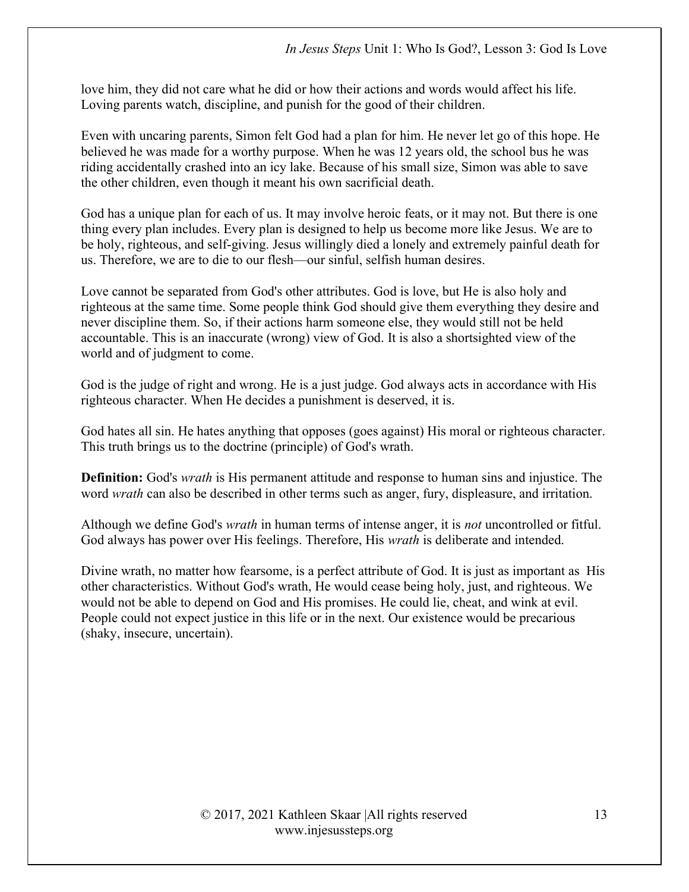love him, they did not care what he did or how their actions and words would affect his life. Loving parents watch, discipline, and punish for the good of their children.

Even with uncaring parents, Simon felt God had a plan for him. He never let go of this hope. He believed he was made for a worthy purpose. When he was 12 years old, the school bus he was riding accidentally crashed into an icy lake. Because of his small size, Simon was able to save the other children, even though it meant his own sacrificial death.

God has a unique plan for each of us. It may involve heroic feats, or it may not. But there is one thing every plan includes. Every plan is designed to help us become more like Jesus. We are to be holy, righteous, and self-giving. Jesus willingly died a lonely and extremely painful death for us. Therefore, we are to die to our flesh—our sinful, selfish human desires.

Love cannot be separated from God's other attributes. God is love, but He is also holy and righteous at the same time. Some people think God should give them everything they desire and never discipline them. So, if their actions harm someone else, they would still not be held accountable. This is an inaccurate (wrong) view of God. It is also a shortsighted view of the world and of judgment to come.

God is the judge of right and wrong. He is a just judge. God always acts in accordance with His righteous character. When He decides a punishment is deserved, it is.

God hates all sin. He hates anything that opposes (goes against) His moral or righteous character. This truth brings us to the doctrine (principle) of God's wrath.

**Definition:** God's *wrath* is His permanent attitude and response to human sins and injustice. The word *wrath* can also be described in other terms such as anger, fury, displeasure, and irritation.

Although we define God's *wrath* in human terms of intense anger, it is *not* uncontrolled or fitful. God always has power over His feelings. Therefore, His *wrath* is deliberate and intended.

Divine wrath, no matter how fearsome, is a perfect attribute of God. It is just as important as His other characteristics. Without God's wrath, He would cease being holy, just, and righteous. We would not be able to depend on God and His promises. He could lie, cheat, and wink at evil. People could not expect justice in this life or in the next. Our existence would be precarious (shaky, insecure, uncertain).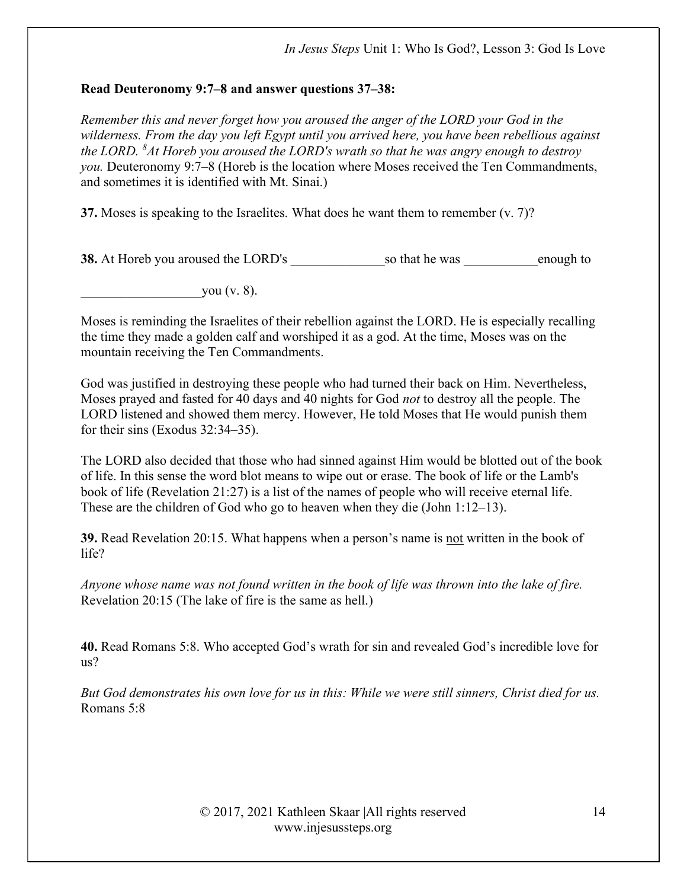**Read Deuteronomy 9:7–8 and answer questions 37–38:**

*Remember this and never forget how you aroused the anger of the LORD your God in the wilderness. From the day you left Egypt until you arrived here, you have been rebellious against the LORD. [8]At Horeb you aroused the LORD's wrath so that he was angry enough to destroy you.* Deuteronomy 9:7–8 (Horeb is the location where Moses received the Ten Commandments, and sometimes it is identified with Mt. Sinai.)

**37.** Moses is speaking to the Israelites. What does he want them to remember (v. 7)?

**38.** At Horeb you aroused the LORD's ______________so that he was ___________enough to __________________you (v. 8).

Moses is reminding the Israelites of their rebellion against the LORD. He is especially recalling the time they made a golden calf and worshiped it as a god. At the time, Moses was on the mountain receiving the Ten Commandments.

God was justified in destroying these people who had turned their back on Him. Nevertheless, Moses prayed and fasted for 40 days and 40 nights for God *not* to destroy all the people. The LORD listened and showed them mercy. However, He told Moses that He would punish them for their sins (Exodus 32:34–35).

The LORD also decided that those who had sinned against Him would be blotted out of the book of life. In this sense the word blot means to wipe out or erase. The book of life or the Lamb's book of life (Revelation 21:27) is a list of the names of people who will receive eternal life. These are the children of God who go to heaven when they die (John 1:12–13).

**39.** Read Revelation 20:15. What happens when a person's name is <u>not</u> written in the book of life?

*Anyone whose name was not found written in the book of life was thrown into the lake of fire.* Revelation 20:15 (The lake of fire is the same as hell.)

**40.** Read Romans 5:8. Who accepted God's wrath for sin and revealed God's incredible love for us?

*But God demonstrates his own love for us in this: While we were still sinners, Christ died for us.* Romans 5:8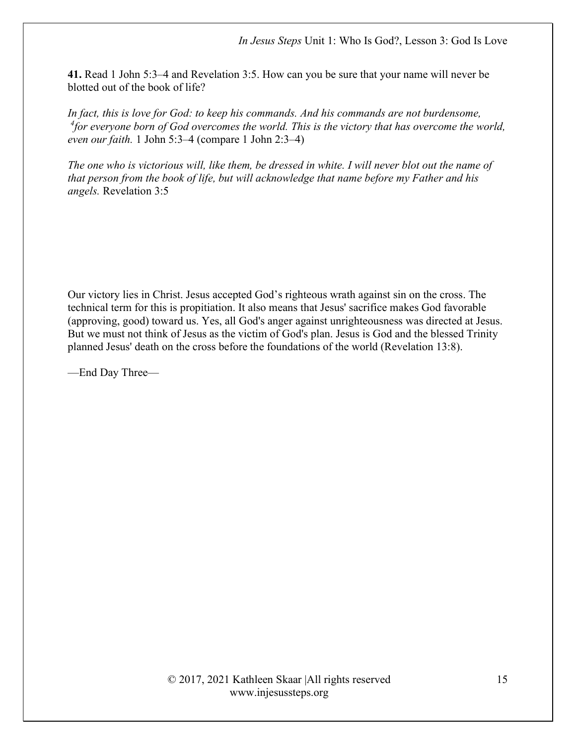**41.** Read 1 John 5:3–4 and Revelation 3:5. How can you be sure that your name will never be blotted out of the book of life?

*In fact, this is love for God: to keep his commands. And his commands are not burdensome, [4]for everyone born of God overcomes the world. This is the victory that has overcome the world, even our faith.* 1 John 5:3–4 (compare 1 John 2:3–4)

*The one who is victorious will, like them, be dressed in white. I will never blot out the name of that person from the book of life, but will acknowledge that name before my Father and his angels.* Revelation 3:5

Our victory lies in Christ. Jesus accepted God's righteous wrath against sin on the cross. The technical term for this is propitiation. It also means that Jesus' sacrifice makes God favorable (approving, good) toward us. Yes, all God's anger against unrighteousness was directed at Jesus. But we must not think of Jesus as the victim of God's plan. Jesus is God and the blessed Trinity planned Jesus' death on the cross before the foundations of the world (Revelation 13:8).

—End Day Three—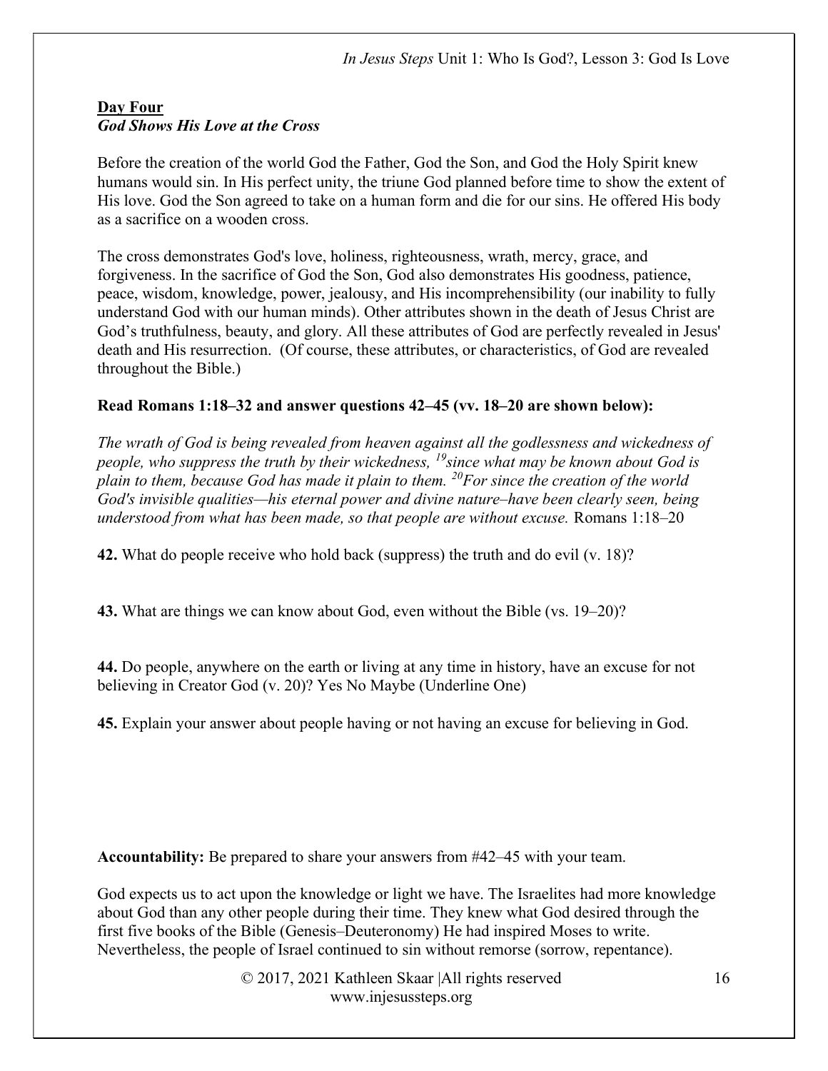**Day Four**
***God Shows His Love at the Cross***

Before the creation of the world God the Father, God the Son, and God the Holy Spirit knew humans would sin. In His perfect unity, the triune God planned before time to show the extent of His love. God the Son agreed to take on a human form and die for our sins. He offered His body as a sacrifice on a wooden cross.

The cross demonstrates God's love, holiness, righteousness, wrath, mercy, grace, and forgiveness. In the sacrifice of God the Son, God also demonstrates His goodness, patience, peace, wisdom, knowledge, power, jealousy, and His incomprehensibility (our inability to fully understand God with our human minds). Other attributes shown in the death of Jesus Christ are God's truthfulness, beauty, and glory. All these attributes of God are perfectly revealed in Jesus' death and His resurrection. (Of course, these attributes, or characteristics, of God are revealed throughout the Bible.)

**Read Romans 1:18–32 and answer questions 42–45 (vv. 18–20 are shown below):**

*The wrath of God is being revealed from heaven against all the godlessness and wickedness of people, who suppress the truth by their wickedness, [19]since what may be known about God is plain to them, because God has made it plain to them. [20]For since the creation of the world God's invisible qualities—his eternal power and divine nature–have been clearly seen, being understood from what has been made, so that people are without excuse.* Romans 1:18–20

**42.** What do people receive who hold back (suppress) the truth and do evil (v. 18)?

**43.** What are things we can know about God, even without the Bible (vs. 19–20)?

**44.** Do people, anywhere on the earth or living at any time in history, have an excuse for not believing in Creator God (v. 20)? Yes No Maybe (Underline One)

**45.** Explain your answer about people having or not having an excuse for believing in God.

**Accountability:** Be prepared to share your answers from #42–45 with your team.

God expects us to act upon the knowledge or light we have. The Israelites had more knowledge about God than any other people during their time. They knew what God desired through the first five books of the Bible (Genesis–Deuteronomy) He had inspired Moses to write. Nevertheless, the people of Israel continued to sin without remorse (sorrow, repentance).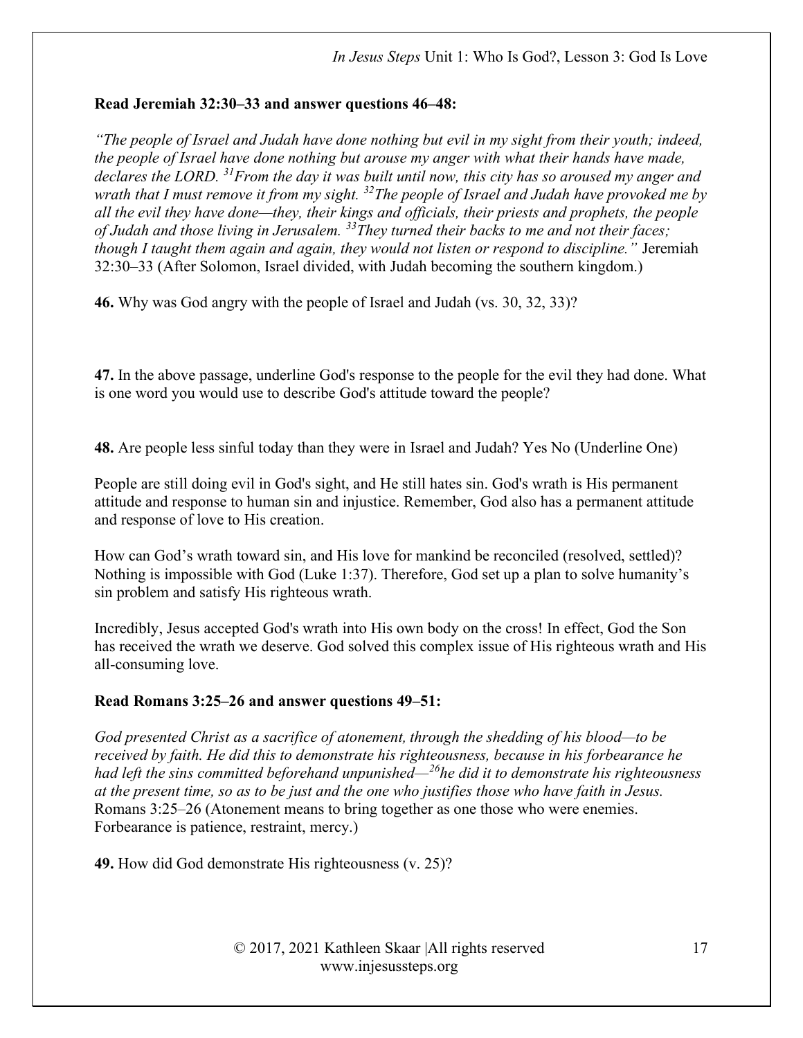**Read Jeremiah 32:30–33 and answer questions 46–48:**

*"The people of Israel and Judah have done nothing but evil in my sight from their youth; indeed, the people of Israel have done nothing but arouse my anger with what their hands have made, declares the LORD. [31]From the day it was built until now, this city has so aroused my anger and wrath that I must remove it from my sight. [32]The people of Israel and Judah have provoked me by all the evil they have done—they, their kings and officials, their priests and prophets, the people of Judah and those living in Jerusalem. [33]They turned their backs to me and not their faces; though I taught them again and again, they would not listen or respond to discipline."* Jeremiah 32:30–33 (After Solomon, Israel divided, with Judah becoming the southern kingdom.)

**46.** Why was God angry with the people of Israel and Judah (vs. 30, 32, 33)?

**47.** In the above passage, underline God's response to the people for the evil they had done. What is one word you would use to describe God's attitude toward the people?

**48.** Are people less sinful today than they were in Israel and Judah? Yes No (Underline One)

People are still doing evil in God's sight, and He still hates sin. God's wrath is His permanent attitude and response to human sin and injustice. Remember, God also has a permanent attitude and response of love to His creation.

How can God's wrath toward sin, and His love for mankind be reconciled (resolved, settled)? Nothing is impossible with God (Luke 1:37). Therefore, God set up a plan to solve humanity's sin problem and satisfy His righteous wrath.

Incredibly, Jesus accepted God's wrath into His own body on the cross! In effect, God the Son has received the wrath we deserve. God solved this complex issue of His righteous wrath and His all-consuming love.

**Read Romans 3:25–26 and answer questions 49–51:**

*God presented Christ as a sacrifice of atonement, through the shedding of his blood—to be received by faith. He did this to demonstrate his righteousness, because in his forbearance he had left the sins committed beforehand unpunished—[26]he did it to demonstrate his righteousness at the present time, so as to be just and the one who justifies those who have faith in Jesus.* Romans 3:25–26 (Atonement means to bring together as one those who were enemies. Forbearance is patience, restraint, mercy.)

**49.** How did God demonstrate His righteousness (v. 25)?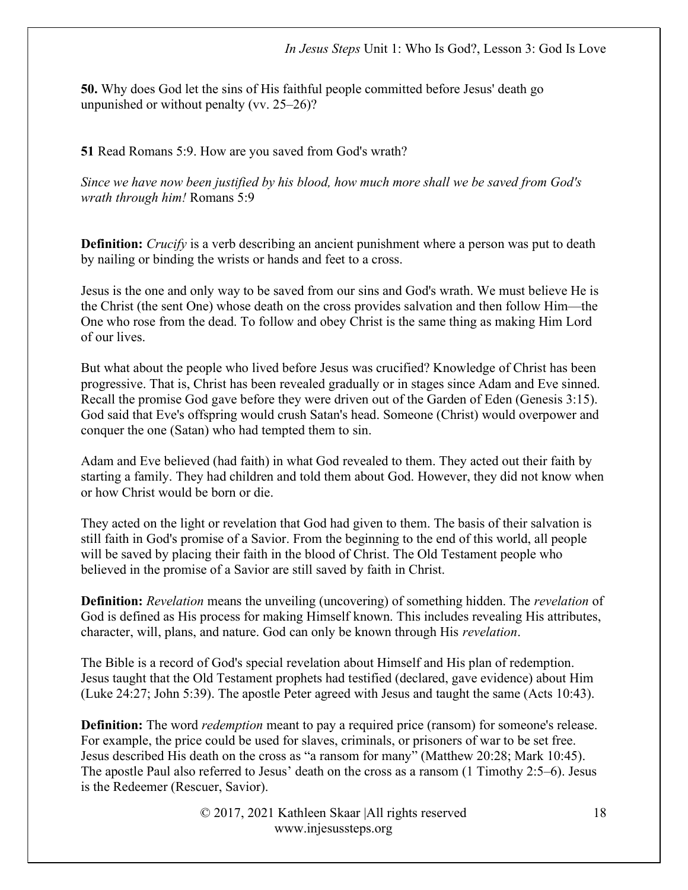**50.** Why does God let the sins of His faithful people committed before Jesus' death go unpunished or without penalty (vv. 25–26)?

**51** Read Romans 5:9. How are you saved from God's wrath?

*Since we have now been justified by his blood, how much more shall we be saved from God's wrath through him!* Romans 5:9

**Definition:** *Crucify* is a verb describing an ancient punishment where a person was put to death by nailing or binding the wrists or hands and feet to a cross.

Jesus is the one and only way to be saved from our sins and God's wrath. We must believe He is the Christ (the sent One) whose death on the cross provides salvation and then follow Him—the One who rose from the dead. To follow and obey Christ is the same thing as making Him Lord of our lives.

But what about the people who lived before Jesus was crucified? Knowledge of Christ has been progressive. That is, Christ has been revealed gradually or in stages since Adam and Eve sinned. Recall the promise God gave before they were driven out of the Garden of Eden (Genesis 3:15). God said that Eve's offspring would crush Satan's head. Someone (Christ) would overpower and conquer the one (Satan) who had tempted them to sin.

Adam and Eve believed (had faith) in what God revealed to them. They acted out their faith by starting a family. They had children and told them about God. However, they did not know when or how Christ would be born or die.

They acted on the light or revelation that God had given to them. The basis of their salvation is still faith in God's promise of a Savior. From the beginning to the end of this world, all people will be saved by placing their faith in the blood of Christ. The Old Testament people who believed in the promise of a Savior are still saved by faith in Christ.

**Definition:** *Revelation* means the unveiling (uncovering) of something hidden. The *revelation* of God is defined as His process for making Himself known. This includes revealing His attributes, character, will, plans, and nature. God can only be known through His *revelation*.

The Bible is a record of God's special revelation about Himself and His plan of redemption. Jesus taught that the Old Testament prophets had testified (declared, gave evidence) about Him (Luke 24:27; John 5:39). The apostle Peter agreed with Jesus and taught the same (Acts 10:43).

**Definition:** The word *redemption* meant to pay a required price (ransom) for someone's release. For example, the price could be used for slaves, criminals, or prisoners of war to be set free. Jesus described His death on the cross as "a ransom for many" (Matthew 20:28; Mark 10:45). The apostle Paul also referred to Jesus' death on the cross as a ransom (1 Timothy 2:5–6). Jesus is the Redeemer (Rescuer, Savior).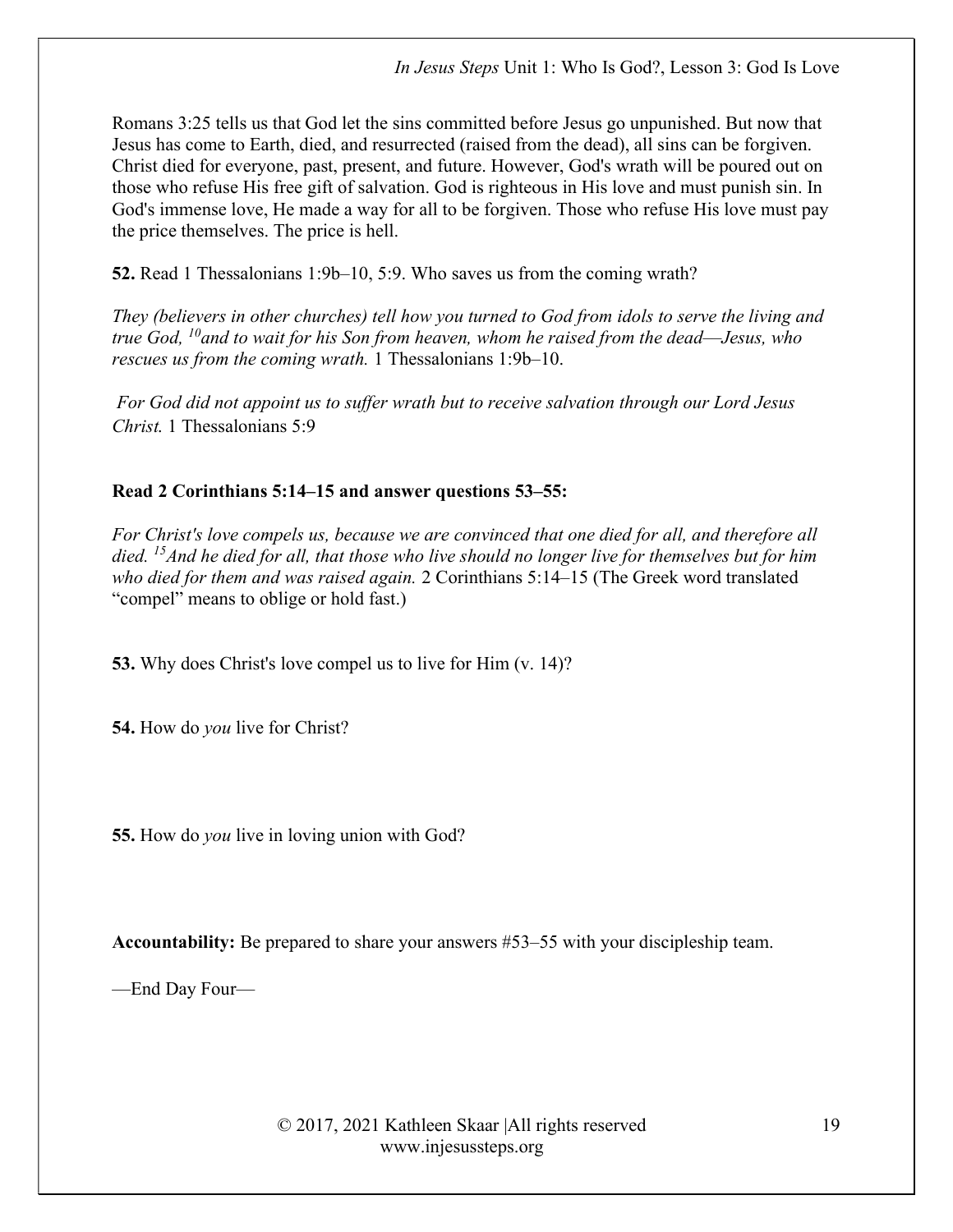Romans 3:25 tells us that God let the sins committed before Jesus go unpunished. But now that Jesus has come to Earth, died, and resurrected (raised from the dead), all sins can be forgiven. Christ died for everyone, past, present, and future. However, God's wrath will be poured out on those who refuse His free gift of salvation. God is righteous in His love and must punish sin. In God's immense love, He made a way for all to be forgiven. Those who refuse His love must pay the price themselves. The price is hell.

**52.** Read 1 Thessalonians 1:9b–10, 5:9. Who saves us from the coming wrath?

*They (believers in other churches) tell how you turned to God from idols to serve the living and true God, [10]and to wait for his Son from heaven, whom he raised from the dead—Jesus, who rescues us from the coming wrath.* 1 Thessalonians 1:9b–10.

*For God did not appoint us to suffer wrath but to receive salvation through our Lord Jesus Christ.* 1 Thessalonians 5:9

**Read 2 Corinthians 5:14–15 and answer questions 53–55:**

*For Christ's love compels us, because we are convinced that one died for all, and therefore all died. [15]And he died for all, that those who live should no longer live for themselves but for him who died for them and was raised again.* 2 Corinthians 5:14–15 (The Greek word translated "compel" means to oblige or hold fast.)

**53.** Why does Christ's love compel us to live for Him (v. 14)?

**54.** How do *you* live for Christ?

**55.** How do *you* live in loving union with God?

**Accountability:** Be prepared to share your answers #53–55 with your discipleship team.

—End Day Four—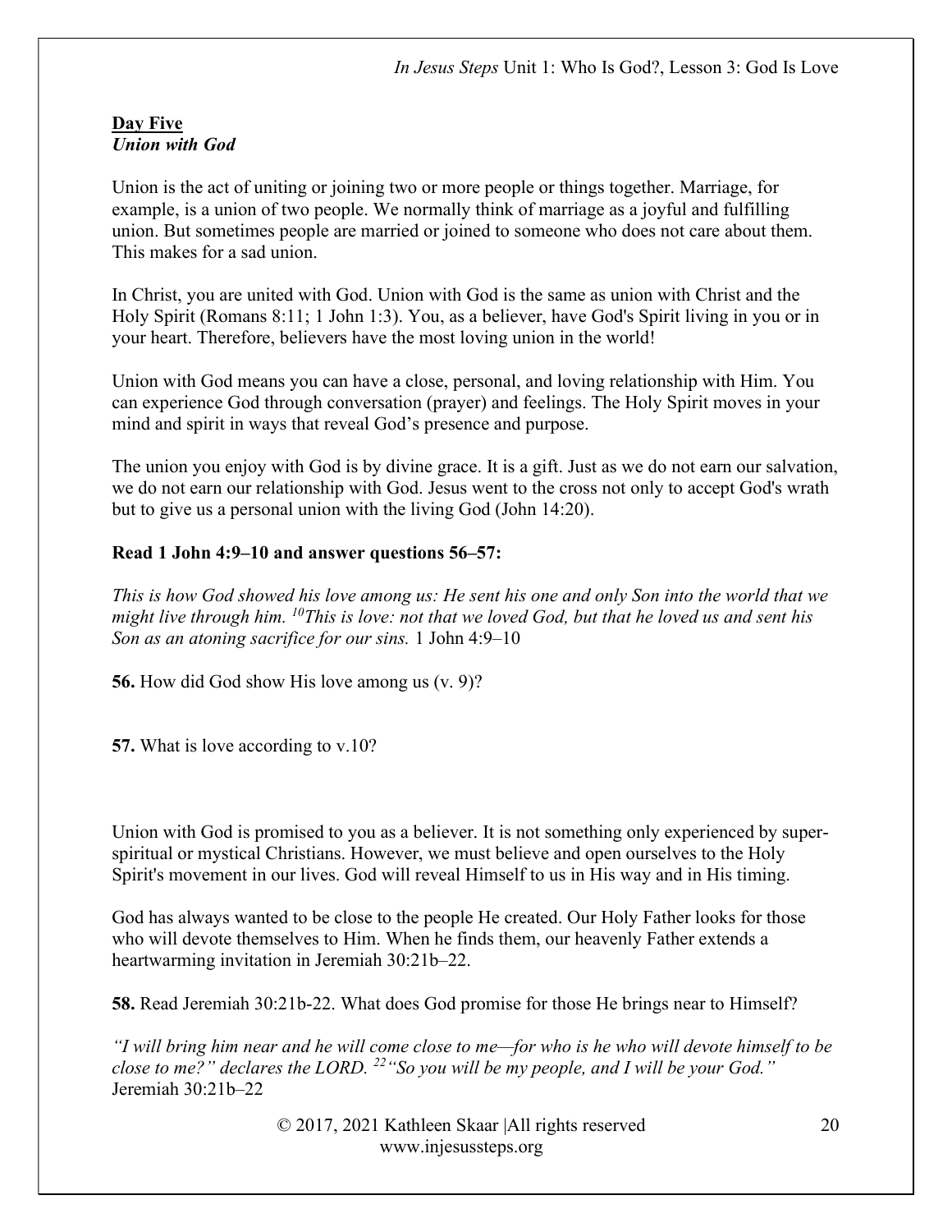**Day Five**
***Union with God***

Union is the act of uniting or joining two or more people or things together. Marriage, for example, is a union of two people. We normally think of marriage as a joyful and fulfilling union. But sometimes people are married or joined to someone who does not care about them. This makes for a sad union.

In Christ, you are united with God. Union with God is the same as union with Christ and the Holy Spirit (Romans 8:11; 1 John 1:3). You, as a believer, have God's Spirit living in you or in your heart. Therefore, believers have the most loving union in the world!

Union with God means you can have a close, personal, and loving relationship with Him. You can experience God through conversation (prayer) and feelings. The Holy Spirit moves in your mind and spirit in ways that reveal God's presence and purpose.

The union you enjoy with God is by divine grace. It is a gift. Just as we do not earn our salvation, we do not earn our relationship with God. Jesus went to the cross not only to accept God's wrath but to give us a personal union with the living God (John 14:20).

**Read 1 John 4:9–10 and answer questions 56–57:**

*This is how God showed his love among us: He sent his one and only Son into the world that we might live through him. [10]This is love: not that we loved God, but that he loved us and sent his Son as an atoning sacrifice for our sins.* 1 John 4:9–10

**56.** How did God show His love among us (v. 9)?

**57.** What is love according to v.10?

Union with God is promised to you as a believer. It is not something only experienced by super-spiritual or mystical Christians. However, we must believe and open ourselves to the Holy Spirit's movement in our lives. God will reveal Himself to us in His way and in His timing.

God has always wanted to be close to the people He created. Our Holy Father looks for those who will devote themselves to Him. When he finds them, our heavenly Father extends a heartwarming invitation in Jeremiah 30:21b–22.

**58.** Read Jeremiah 30:21b-22. What does God promise for those He brings near to Himself?

*"I will bring him near and he will come close to me—for who is he who will devote himself to be close to me?" declares the LORD. [22]"So you will be my people, and I will be your God."* Jeremiah 30:21b–22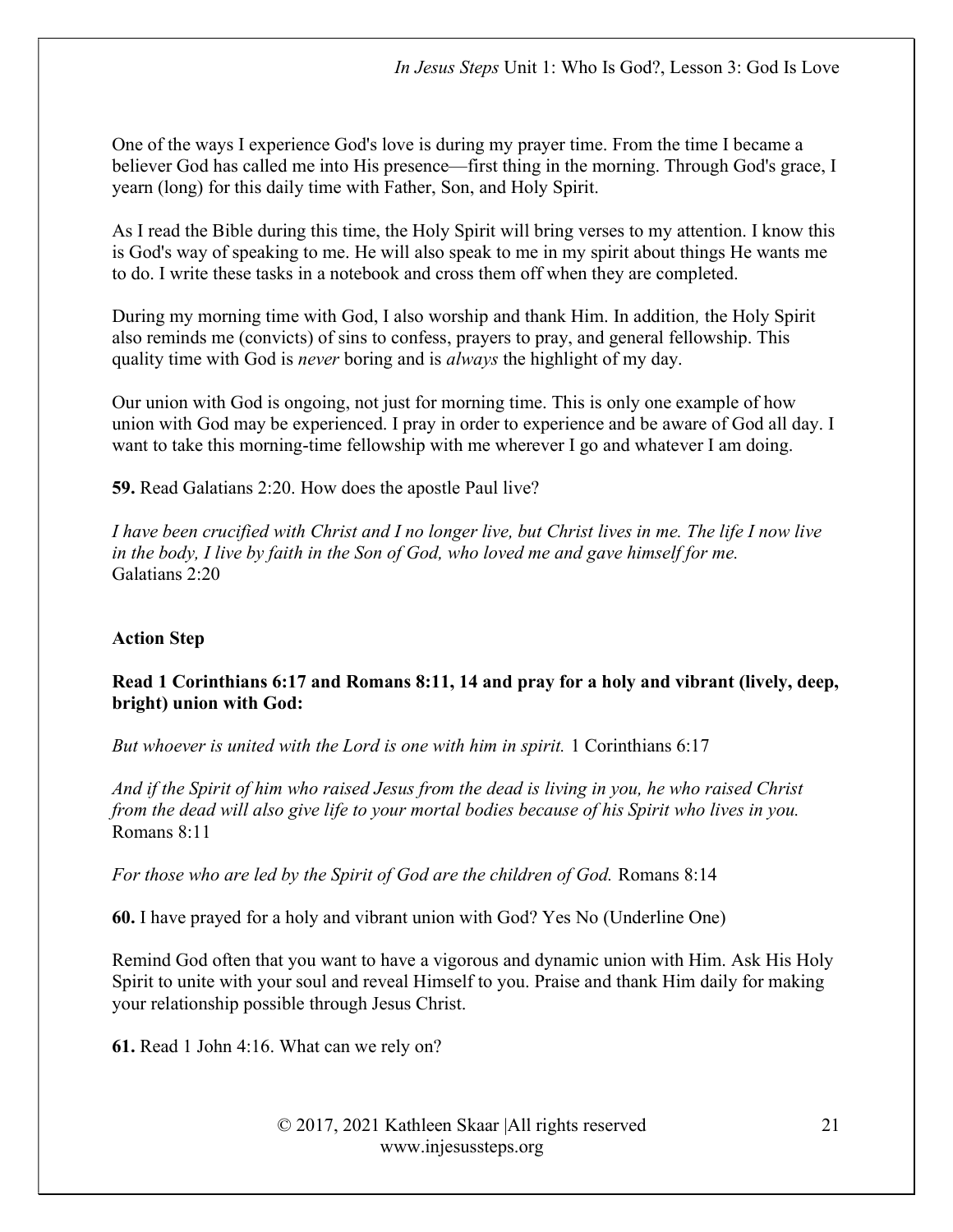One of the ways I experience God's love is during my prayer time. From the time I became a believer God has called me into His presence—first thing in the morning. Through God's grace, I yearn (long) for this daily time with Father, Son, and Holy Spirit.

As I read the Bible during this time, the Holy Spirit will bring verses to my attention. I know this is God's way of speaking to me. He will also speak to me in my spirit about things He wants me to do. I write these tasks in a notebook and cross them off when they are completed.

During my morning time with God, I also worship and thank Him. In addition, the Holy Spirit also reminds me (convicts) of sins to confess, prayers to pray, and general fellowship. This quality time with God is *never* boring and is *always* the highlight of my day.

Our union with God is ongoing, not just for morning time. This is only one example of how union with God may be experienced. I pray in order to experience and be aware of God all day. I want to take this morning-time fellowship with me wherever I go and whatever I am doing.

**59.** Read Galatians 2:20. How does the apostle Paul live?

*I have been crucified with Christ and I no longer live, but Christ lives in me. The life I now live in the body, I live by faith in the Son of God, who loved me and gave himself for me.* Galatians 2:20

**Action Step**

**Read 1 Corinthians 6:17 and Romans 8:11, 14 and pray for a holy and vibrant (lively, deep, bright) union with God:**

*But whoever is united with the Lord is one with him in spirit.* 1 Corinthians 6:17

*And if the Spirit of him who raised Jesus from the dead is living in you, he who raised Christ from the dead will also give life to your mortal bodies because of his Spirit who lives in you.* Romans 8:11

*For those who are led by the Spirit of God are the children of God.* Romans 8:14

**60.** I have prayed for a holy and vibrant union with God? Yes No (Underline One)

Remind God often that you want to have a vigorous and dynamic union with Him. Ask His Holy Spirit to unite with your soul and reveal Himself to you. Praise and thank Him daily for making your relationship possible through Jesus Christ.

**61.** Read 1 John 4:16. What can we rely on?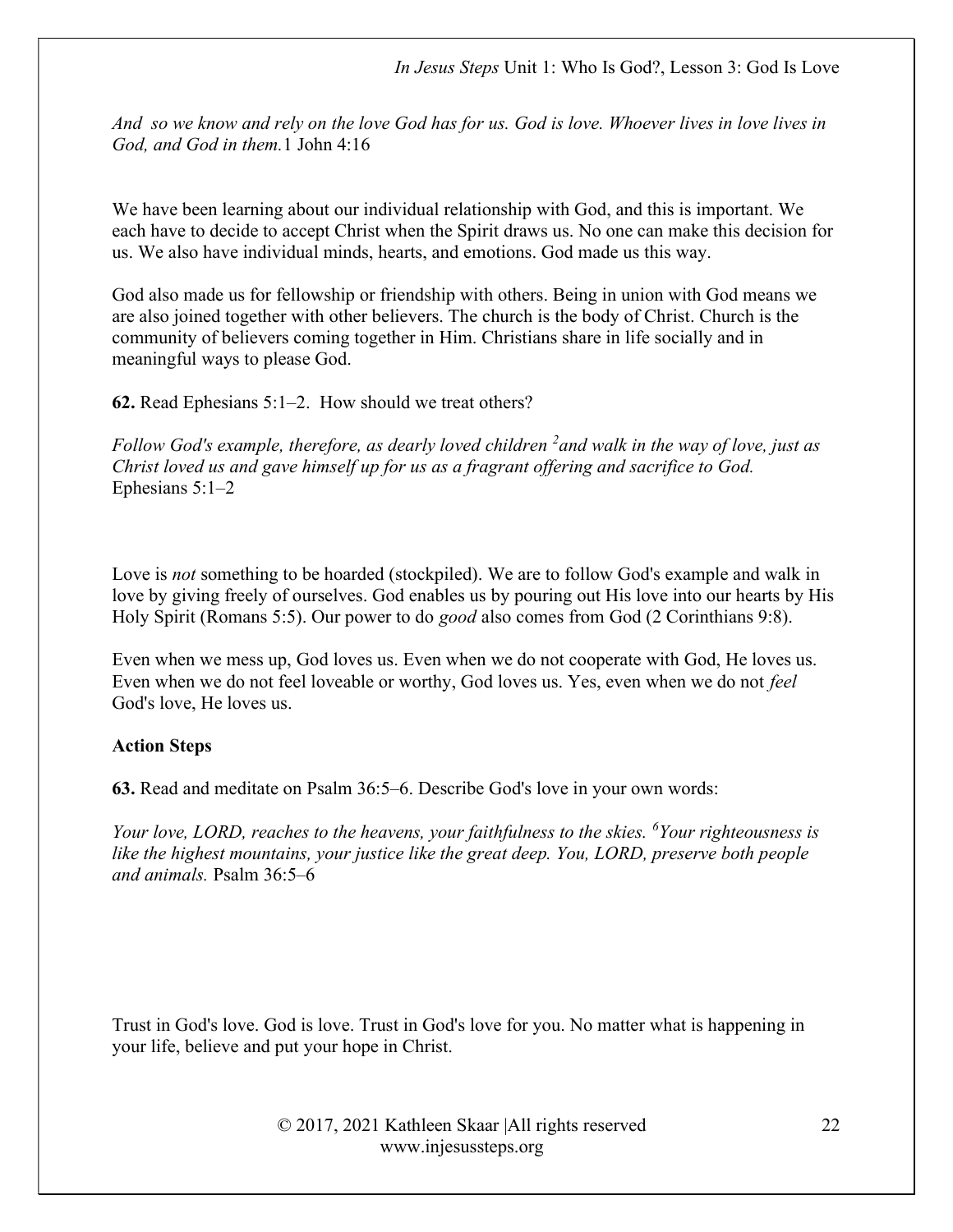*And so we know and rely on the love God has for us. God is love. Whoever lives in love lives in God, and God in them.* 1 John 4:16

We have been learning about our individual relationship with God, and this is important. We each have to decide to accept Christ when the Spirit draws us. No one can make this decision for us. We also have individual minds, hearts, and emotions. God made us this way.

God also made us for fellowship or friendship with others. Being in union with God means we are also joined together with other believers. The church is the body of Christ. Church is the community of believers coming together in Him. Christians share in life socially and in meaningful ways to please God.

**62.** Read Ephesians 5:1–2. How should we treat others?

*Follow God's example, therefore, as dearly loved children [2] and walk in the way of love, just as Christ loved us and gave himself up for us as a fragrant offering and sacrifice to God.* Ephesians 5:1–2

Love is *not* something to be hoarded (stockpiled). We are to follow God's example and walk in love by giving freely of ourselves. God enables us by pouring out His love into our hearts by His Holy Spirit (Romans 5:5). Our power to do *good* also comes from God (2 Corinthians 9:8).

Even when we mess up, God loves us. Even when we do not cooperate with God, He loves us. Even when we do not feel loveable or worthy, God loves us. Yes, even when we do not *feel* God's love, He loves us.

**Action Steps**

**63.** Read and meditate on Psalm 36:5–6. Describe God's love in your own words:

*Your love, LORD, reaches to the heavens, your faithfulness to the skies. [6] Your righteousness is like the highest mountains, your justice like the great deep. You, LORD, preserve both people and animals.* Psalm 36:5–6

Trust in God's love. God is love. Trust in God's love for you. No matter what is happening in your life, believe and put your hope in Christ.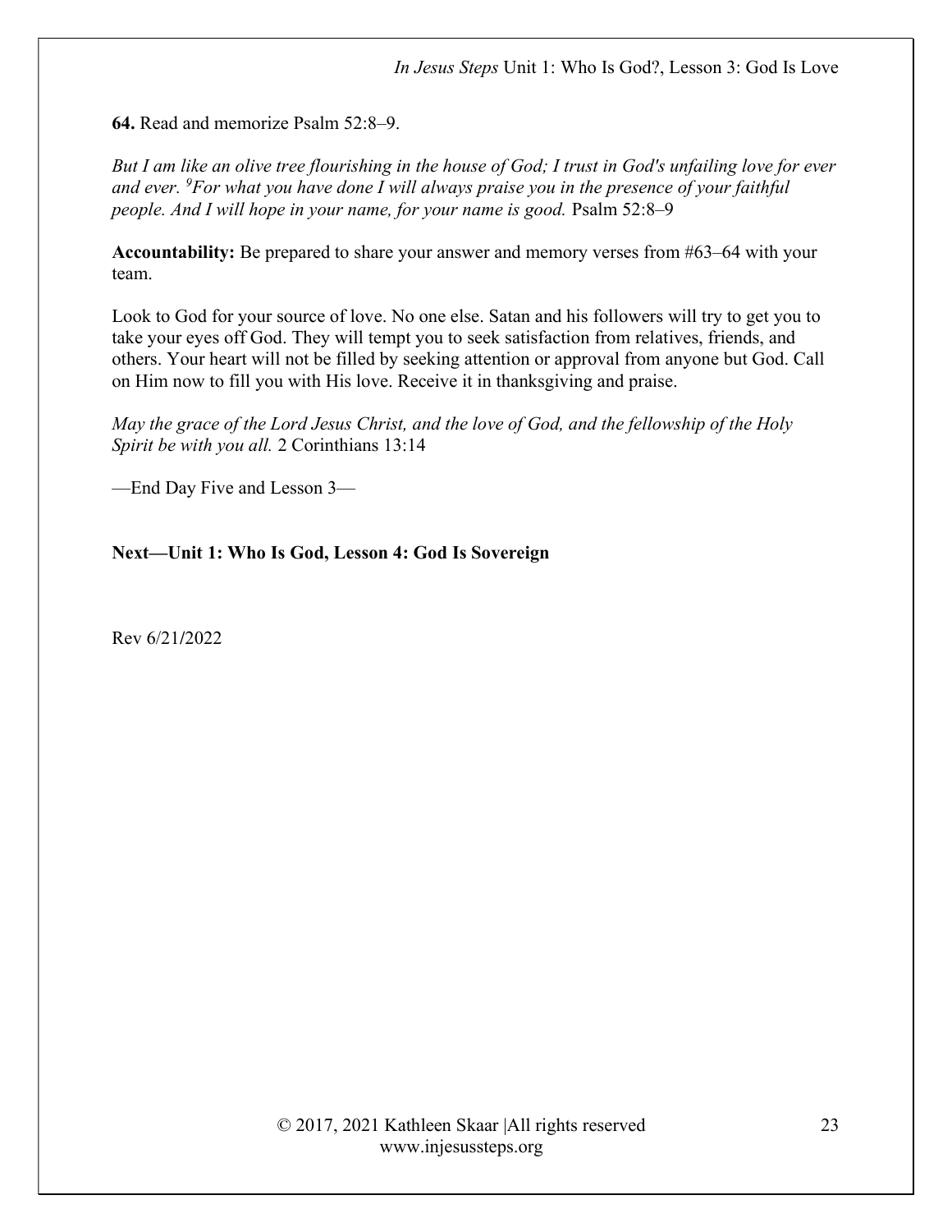**64.** Read and memorize Psalm 52:8–9.

*But I am like an olive tree flourishing in the house of God; I trust in God's unfailing love for ever and ever. [9]For what you have done I will always praise you in the presence of your faithful people. And I will hope in your name, for your name is good.* Psalm 52:8–9

**Accountability:** Be prepared to share your answer and memory verses from #63–64 with your team.

Look to God for your source of love. No one else. Satan and his followers will try to get you to take your eyes off God. They will tempt you to seek satisfaction from relatives, friends, and others. Your heart will not be filled by seeking attention or approval from anyone but God. Call on Him now to fill you with His love. Receive it in thanksgiving and praise.

*May the grace of the Lord Jesus Christ, and the love of God, and the fellowship of the Holy Spirit be with you all.* 2 Corinthians 13:14

—End Day Five and Lesson 3—

**Next—Unit 1: Who Is God, Lesson 4: God Is Sovereign**

Rev 6/21/2022

© 2017, 2021 Kathleen Skaar |All rights reserved
www.injesussteps.org